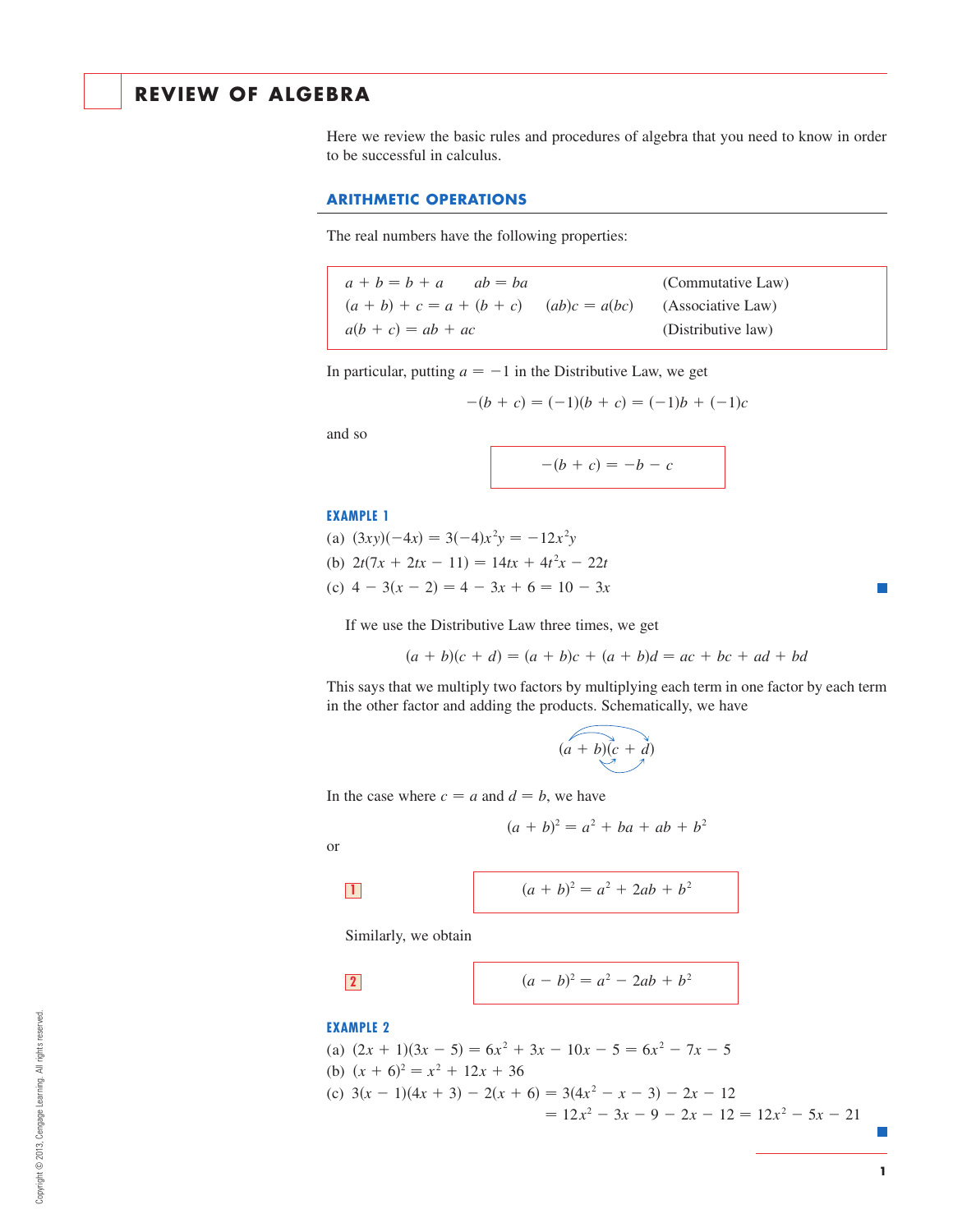# REVIEW OF ALGEBRA

Here we review the basic rules and procedures of algebra that you need to know in order to be successful in calculus.

## ARITHMETIC OPERATIONS

The real numbers have the following properties:

| | | |
|---|---|---|
| $a + b = b + a$ | $ab = ba$ | (Commutative Law) |
| $(a + b) + c = a + (b + c)$ | $(ab)c = a(bc)$ | (Associative Law) |
| $a(b + c) = ab + ac$ | | (Distributive law) |

In particular, putting $a = -1$ in the Distributive Law, we get

$$-(b + c) = (-1)(b + c) = (-1)b + (-1)c$$

and so

$$-(b + c) = -b - c$$

**EXAMPLE 1**

(a) $(3xy)(-4x) = 3(-4)x^2y = -12x^2y$

(b) $2t(7x + 2tx - 11) = 14tx + 4t^2x - 22t$

(c) $4 - 3(x - 2) = 4 - 3x + 6 = 10 - 3x$

If we use the Distributive Law three times, we get

$$(a + b)(c + d) = (a + b)c + (a + b)d = ac + bc + ad + bd$$

This says that we multiply two factors by multiplying each term in one factor by each term in the other factor and adding the products. Schematically, we have

$$(a + b)(c + d)$$

In the case where $c = a$ and $d = b$, we have

$$(a + b)^2 = a^2 + ba + ab + b^2$$

or

**1** $$(a + b)^2 = a^2 + 2ab + b^2$$

Similarly, we obtain

**2** $$(a - b)^2 = a^2 - 2ab + b^2$$

**EXAMPLE 2**

(a) $(2x + 1)(3x - 5) = 6x^2 + 3x - 10x - 5 = 6x^2 - 7x - 5$

(b) $(x + 6)^2 = x^2 + 12x + 36$

(c) $3(x - 1)(4x + 3) - 2(x + 6) = 3(4x^2 - x - 3) - 2x - 12$
$= 12x^2 - 3x - 9 - 2x - 12 = 12x^2 - 5x - 21$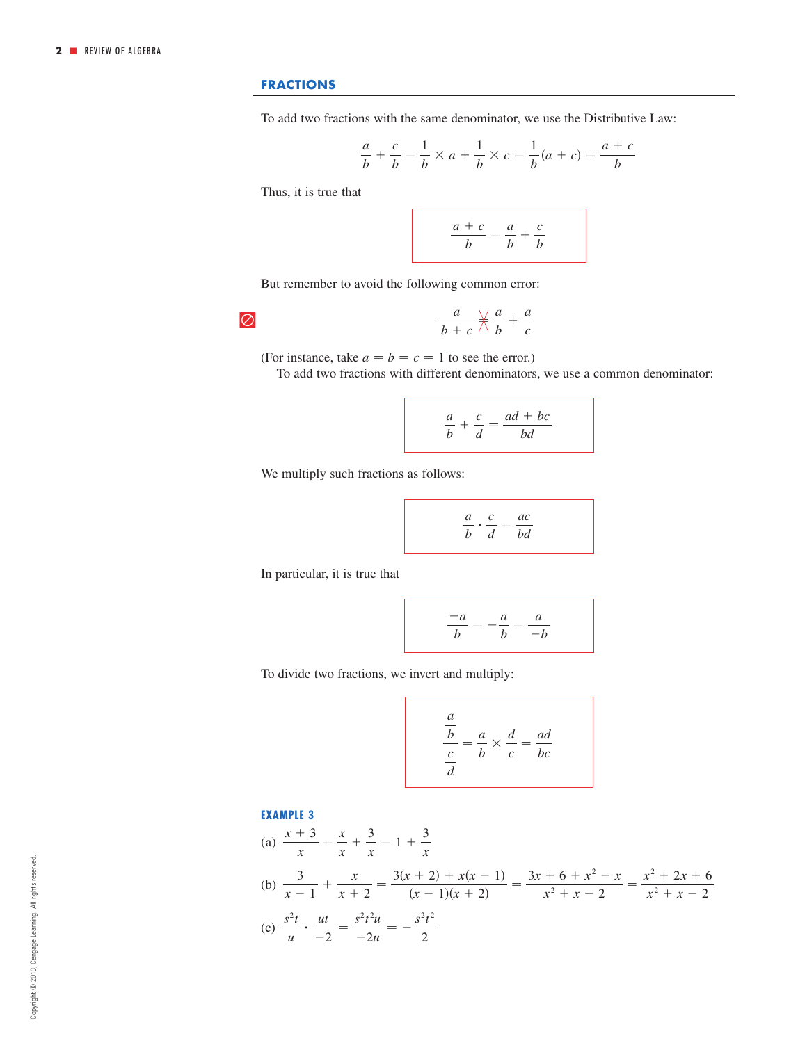## FRACTIONS

To add two fractions with the same denominator, we use the Distributive Law:

$$\frac{a}{b} + \frac{c}{b} = \frac{1}{b} \times a + \frac{1}{b} \times c = \frac{1}{b}(a + c) = \frac{a + c}{b}$$

Thus, it is true that

$$\frac{a + c}{b} = \frac{a}{b} + \frac{c}{b}$$

But remember to avoid the following common error:

$$\frac{a}{b + c} \neq \frac{a}{b} + \frac{a}{c}$$

(For instance, take $a = b = c = 1$ to see the error.)

To add two fractions with different denominators, we use a common denominator:

$$\frac{a}{b} + \frac{c}{d} = \frac{ad + bc}{bd}$$

We multiply such fractions as follows:

$$\frac{a}{b} \cdot \frac{c}{d} = \frac{ac}{bd}$$

In particular, it is true that

$$\frac{-a}{b} = -\frac{a}{b} = \frac{a}{-b}$$

To divide two fractions, we invert and multiply:

$$\frac{\dfrac{a}{b}}{\dfrac{c}{d}} = \frac{a}{b} \times \frac{d}{c} = \frac{ad}{bc}$$

### EXAMPLE 3

(a) $\dfrac{x + 3}{x} = \dfrac{x}{x} + \dfrac{3}{x} = 1 + \dfrac{3}{x}$

(b) $\dfrac{3}{x - 1} + \dfrac{x}{x + 2} = \dfrac{3(x + 2) + x(x - 1)}{(x - 1)(x + 2)} = \dfrac{3x + 6 + x^2 - x}{x^2 + x - 2} = \dfrac{x^2 + 2x + 6}{x^2 + x - 2}$

(c) $\dfrac{s^2t}{u} \cdot \dfrac{ut}{-2} = \dfrac{s^2t^2u}{-2u} = -\dfrac{s^2t^2}{2}$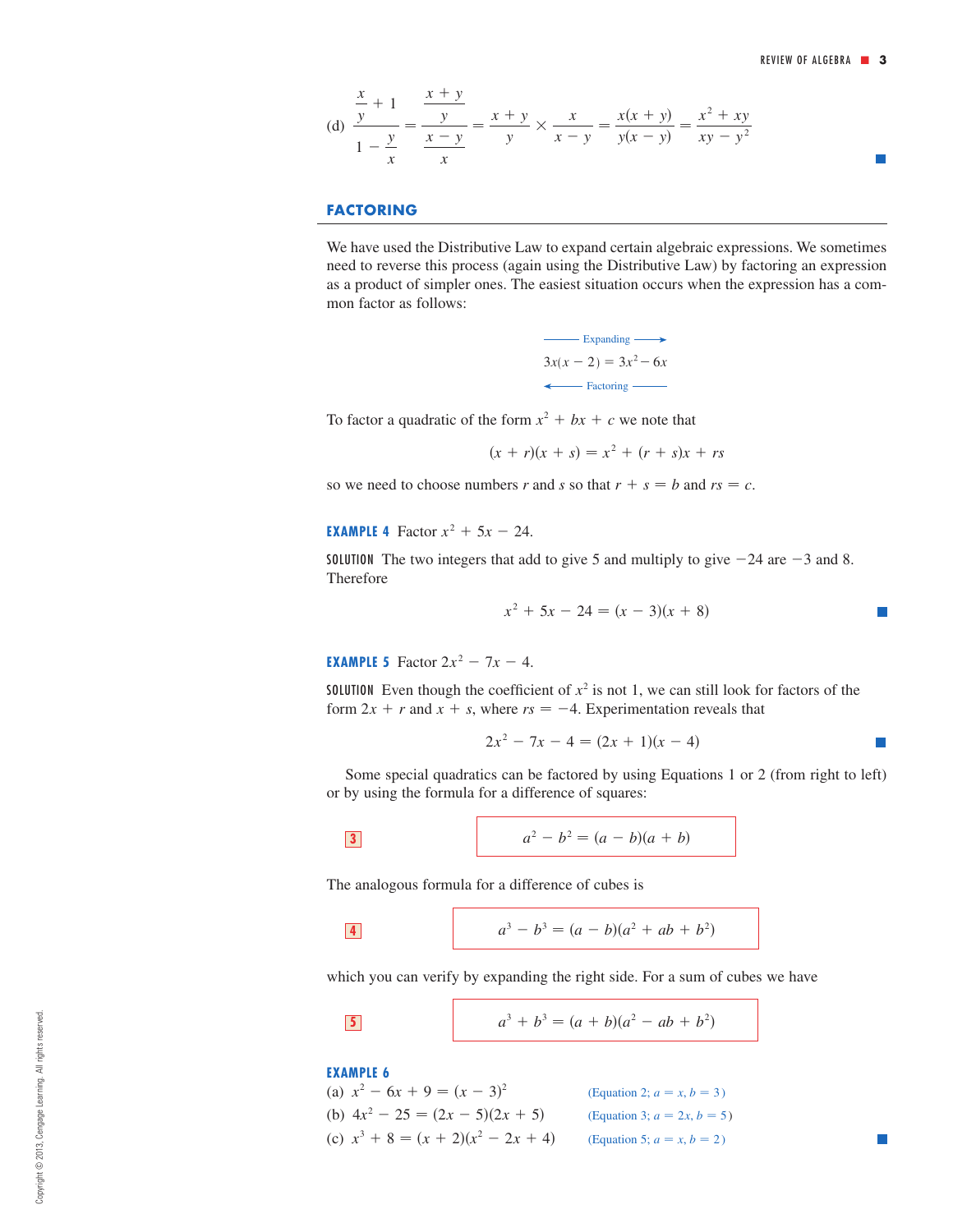(d) $\dfrac{\dfrac{x}{y} + 1}{1 - \dfrac{y}{x}} = \dfrac{\dfrac{x + y}{y}}{\dfrac{x - y}{x}} = \dfrac{x + y}{y} \times \dfrac{x}{x - y} = \dfrac{x(x + y)}{y(x - y)} = \dfrac{x^2 + xy}{xy - y^2}$ ■

## FACTORING

We have used the Distributive Law to expand certain algebraic expressions. We sometimes need to reverse this process (again using the Distributive Law) by factoring an expression as a product of simpler ones. The easiest situation occurs when the expression has a common factor as follows:

$$\xrightarrow{\text{Expanding}}$$
$$3x(x - 2) = 3x^2 - 6x$$
$$\xleftarrow{\text{Factoring}}$$

To factor a quadratic of the form $x^2 + bx + c$ we note that

$$(x + r)(x + s) = x^2 + (r + s)x + rs$$

so we need to choose numbers $r$ and $s$ so that $r + s = b$ and $rs = c$.

**EXAMPLE 4** Factor $x^2 + 5x - 24$.

SOLUTION The two integers that add to give 5 and multiply to give $-24$ are $-3$ and 8. Therefore

$$x^2 + 5x - 24 = (x - 3)(x + 8)$$ ■

**EXAMPLE 5** Factor $2x^2 - 7x - 4$.

SOLUTION Even though the coefficient of $x^2$ is not 1, we can still look for factors of the form $2x + r$ and $x + s$, where $rs = -4$. Experimentation reveals that

$$2x^2 - 7x - 4 = (2x + 1)(x - 4)$$ ■

Some special quadratics can be factored by using Equations 1 or 2 (from right to left) or by using the formula for a difference of squares:

**3** $$a^2 - b^2 = (a - b)(a + b)$$

The analogous formula for a difference of cubes is

**4** $$a^3 - b^3 = (a - b)(a^2 + ab + b^2)$$

which you can verify by expanding the right side. For a sum of cubes we have

**5** $$a^3 + b^3 = (a + b)(a^2 - ab + b^2)$$

**EXAMPLE 6**

(a) $x^2 - 6x + 9 = (x - 3)^2$ (Equation 2; $a = x, b = 3$)

(b) $4x^2 - 25 = (2x - 5)(2x + 5)$ (Equation 3; $a = 2x, b = 5$)

(c) $x^3 + 8 = (x + 2)(x^2 - 2x + 4)$ (Equation 5; $a = x, b = 2$) ■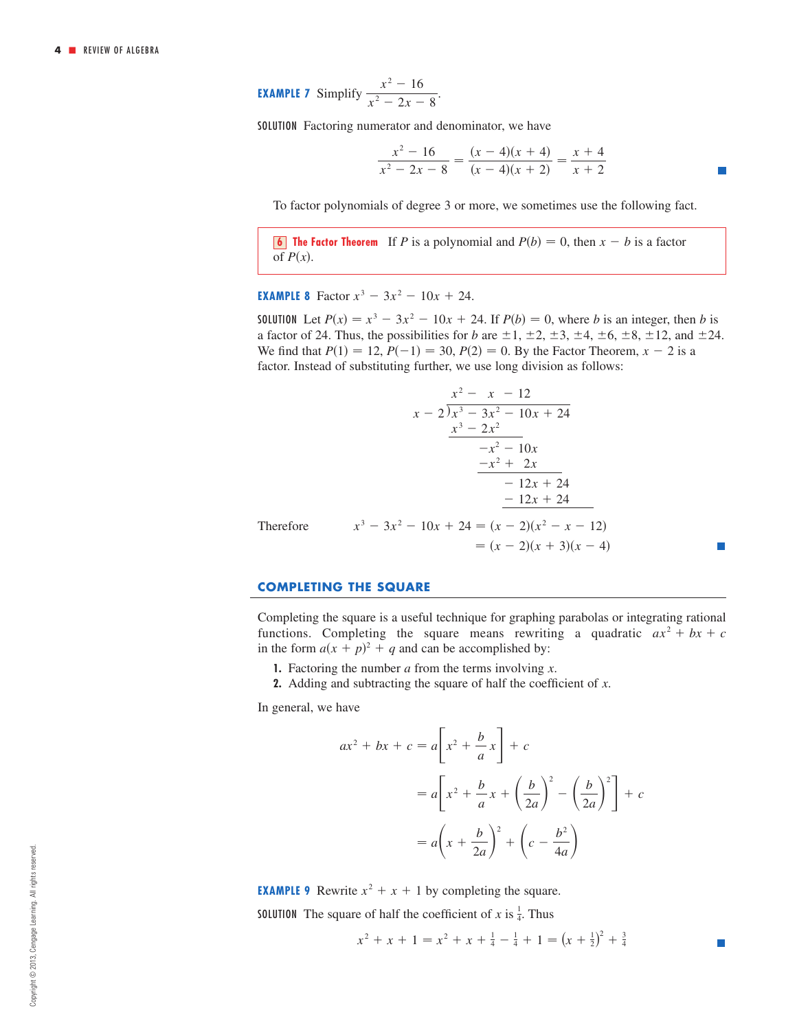**EXAMPLE 7** Simplify $\dfrac{x^2 - 16}{x^2 - 2x - 8}$.

SOLUTION Factoring numerator and denominator, we have

$$\frac{x^2 - 16}{x^2 - 2x - 8} = \frac{(x - 4)(x + 4)}{(x - 4)(x + 2)} = \frac{x + 4}{x + 2}$$

To factor polynomials of degree 3 or more, we sometimes use the following fact.

> **6 The Factor Theorem** If $P$ is a polynomial and $P(b) = 0$, then $x - b$ is a factor of $P(x)$.

**EXAMPLE 8** Factor $x^3 - 3x^2 - 10x + 24$.

SOLUTION Let $P(x) = x^3 - 3x^2 - 10x + 24$. If $P(b) = 0$, where $b$ is an integer, then $b$ is a factor of 24. Thus, the possibilities for $b$ are $\pm 1, \pm 2, \pm 3, \pm 4, \pm 6, \pm 8, \pm 12$, and $\pm 24$. We find that $P(1) = 12$, $P(-1) = 30$, $P(2) = 0$. By the Factor Theorem, $x - 2$ is a factor. Instead of substituting further, we use long division as follows:

$$\begin{array}{r}
x^2 - \phantom{1}x - 12 \phantom{)} \\
x - 2 \,\overline{)\, x^3 - 3x^2 - 10x + 24} \\
\underline{x^3 - 2x^2 \phantom{- 10x + 24}} \\
-x^2 - 10x \phantom{+ 24} \\
\underline{-x^2 + \phantom{1}2x \phantom{+ 24}} \\
-12x + 24 \\
\underline{-12x + 24}
\end{array}$$

Therefore

$$\begin{aligned}
x^3 - 3x^2 - 10x + 24 &= (x - 2)(x^2 - x - 12) \\
&= (x - 2)(x + 3)(x - 4)
\end{aligned}$$

## COMPLETING THE SQUARE

Completing the square is a useful technique for graphing parabolas or integrating rational functions. Completing the square means rewriting a quadratic $ax^2 + bx + c$ in the form $a(x + p)^2 + q$ and can be accomplished by:

1. Factoring the number $a$ from the terms involving $x$.
2. Adding and subtracting the square of half the coefficient of $x$.

In general, we have

$$\begin{aligned}
ax^2 + bx + c &= a\left[x^2 + \frac{b}{a}x\right] + c \\
&= a\left[x^2 + \frac{b}{a}x + \left(\frac{b}{2a}\right)^2 - \left(\frac{b}{2a}\right)^2\right] + c \\
&= a\left(x + \frac{b}{2a}\right)^2 + \left(c - \frac{b^2}{4a}\right)
\end{aligned}$$

**EXAMPLE 9** Rewrite $x^2 + x + 1$ by completing the square.

SOLUTION The square of half the coefficient of $x$ is $\frac{1}{4}$. Thus

$$x^2 + x + 1 = x^2 + x + \tfrac{1}{4} - \tfrac{1}{4} + 1 = \left(x + \tfrac{1}{2}\right)^2 + \tfrac{3}{4}$$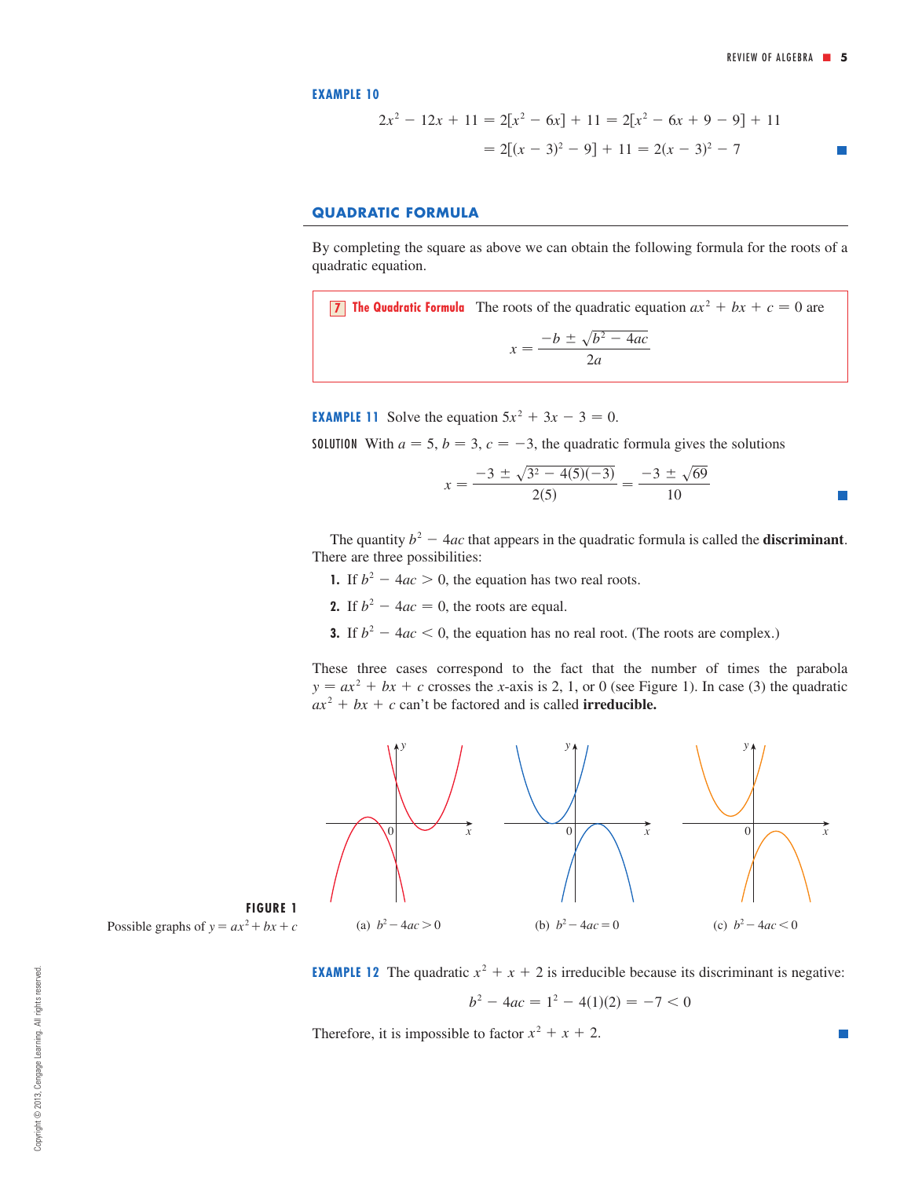**EXAMPLE 10**

$$2x^2 - 12x + 11 = 2[x^2 - 6x] + 11 = 2[x^2 - 6x + 9 - 9] + 11$$
$$= 2[(x - 3)^2 - 9] + 11 = 2(x - 3)^2 - 7$$

## QUADRATIC FORMULA

By completing the square as above we can obtain the following formula for the roots of a quadratic equation.

**7 The Quadratic Formula** The roots of the quadratic equation $ax^2 + bx + c = 0$ are

$$x = \frac{-b \pm \sqrt{b^2 - 4ac}}{2a}$$

**EXAMPLE 11** Solve the equation $5x^2 + 3x - 3 = 0$.

SOLUTION With $a = 5$, $b = 3$, $c = -3$, the quadratic formula gives the solutions

$$x = \frac{-3 \pm \sqrt{3^2 - 4(5)(-3)}}{2(5)} = \frac{-3 \pm \sqrt{69}}{10}$$

The quantity $b^2 - 4ac$ that appears in the quadratic formula is called the **discriminant**. There are three possibilities:

1. If $b^2 - 4ac > 0$, the equation has two real roots.
2. If $b^2 - 4ac = 0$, the roots are equal.
3. If $b^2 - 4ac < 0$, the equation has no real root. (The roots are complex.)

These three cases correspond to the fact that the number of times the parabola $y = ax^2 + bx + c$ crosses the $x$-axis is 2, 1, or 0 (see Figure 1). In case (3) the quadratic $ax^2 + bx + c$ can't be factored and is called **irreducible.**

(a) $b^2 - 4ac > 0$ (b) $b^2 - 4ac = 0$ (c) $b^2 - 4ac < 0$

**FIGURE 1**
Possible graphs of $y = ax^2 + bx + c$

**EXAMPLE 12** The quadratic $x^2 + x + 2$ is irreducible because its discriminant is negative:

$$b^2 - 4ac = 1^2 - 4(1)(2) = -7 < 0$$

Therefore, it is impossible to factor $x^2 + x + 2$.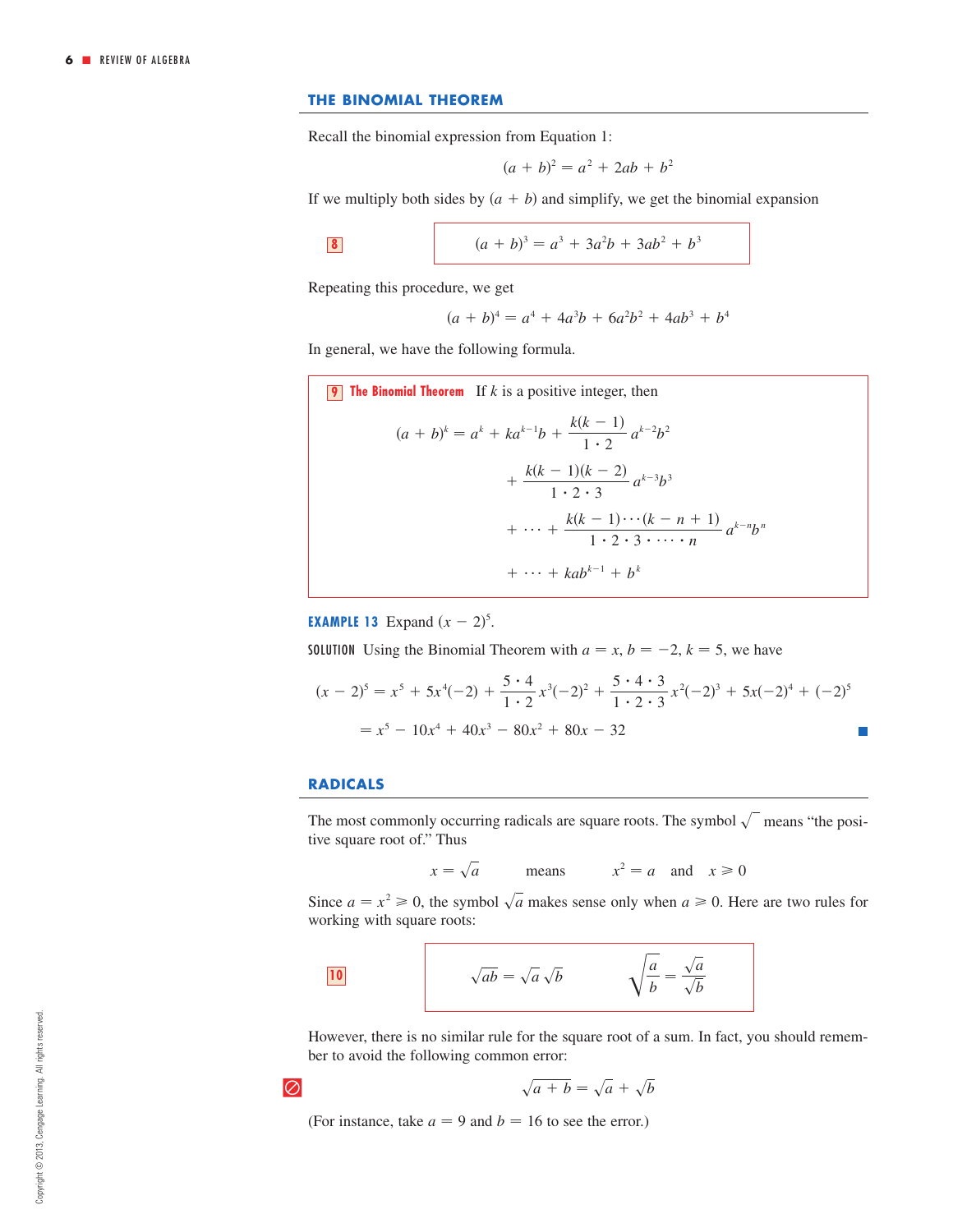## THE BINOMIAL THEOREM

Recall the binomial expression from Equation 1:

$$(a + b)^2 = a^2 + 2ab + b^2$$

If we multiply both sides by $(a + b)$ and simplify, we get the binomial expansion

**8**
$$(a + b)^3 = a^3 + 3a^2b + 3ab^2 + b^3$$

Repeating this procedure, we get

$$(a + b)^4 = a^4 + 4a^3b + 6a^2b^2 + 4ab^3 + b^4$$

In general, we have the following formula.

**9 The Binomial Theorem** If $k$ is a positive integer, then

$$\begin{aligned}(a + b)^k = a^k &+ ka^{k-1}b + \frac{k(k-1)}{1 \cdot 2}a^{k-2}b^2 \\ &+ \frac{k(k-1)(k-2)}{1 \cdot 2 \cdot 3}a^{k-3}b^3 \\ &+ \cdots + \frac{k(k-1)\cdots(k-n+1)}{1 \cdot 2 \cdot 3 \cdot \cdots \cdot n}a^{k-n}b^n \\ &+ \cdots + kab^{k-1} + b^k\end{aligned}$$

**EXAMPLE 13** Expand $(x - 2)^5$.

SOLUTION Using the Binomial Theorem with $a = x$, $b = -2$, $k = 5$, we have

$$\begin{aligned}(x - 2)^5 &= x^5 + 5x^4(-2) + \frac{5 \cdot 4}{1 \cdot 2}x^3(-2)^2 + \frac{5 \cdot 4 \cdot 3}{1 \cdot 2 \cdot 3}x^2(-2)^3 + 5x(-2)^4 + (-2)^5 \\ &= x^5 - 10x^4 + 40x^3 - 80x^2 + 80x - 32\end{aligned}$$

## RADICALS

The most commonly occurring radicals are square roots. The symbol $\sqrt{\phantom{x}}$ means "the positive square root of." Thus

$$x = \sqrt{a} \qquad \text{means} \qquad x^2 = a \quad \text{and} \quad x \geqslant 0$$

Since $a = x^2 \geqslant 0$, the symbol $\sqrt{a}$ makes sense only when $a \geqslant 0$. Here are two rules for working with square roots:

**10**
$$\sqrt{ab} = \sqrt{a}\,\sqrt{b} \qquad\qquad \sqrt{\frac{a}{b}} = \frac{\sqrt{a}}{\sqrt{b}}$$

However, there is no similar rule for the square root of a sum. In fact, you should remember to avoid the following common error:

⊘
$$\sqrt{a + b} = \sqrt{a} + \sqrt{b}$$

(For instance, take $a = 9$ and $b = 16$ to see the error.)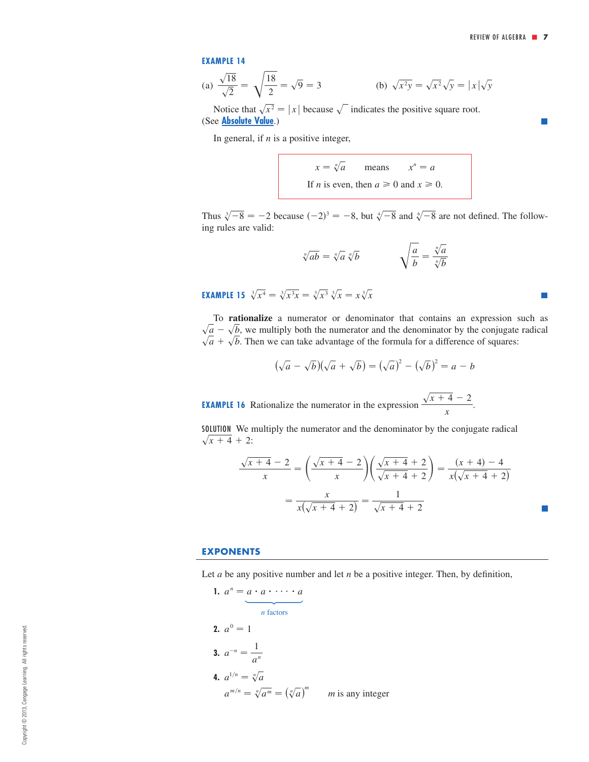**EXAMPLE 14**

(a) $\dfrac{\sqrt{18}}{\sqrt{2}} = \sqrt{\dfrac{18}{2}} = \sqrt{9} = 3$ (b) $\sqrt{x^2 y} = \sqrt{x^2}\sqrt{y} = |x|\sqrt{y}$

Notice that $\sqrt{x^2} = |x|$ because $\sqrt{\phantom{x}}$ indicates the positive square root. (See **Absolute Value**.) ■

In general, if $n$ is a positive integer,

$$x = \sqrt[n]{a} \qquad \text{means} \qquad x^n = a$$

$$\text{If } n \text{ is even, then } a \geqslant 0 \text{ and } x \geqslant 0.$$

Thus $\sqrt[3]{-8} = -2$ because $(-2)^3 = -8$, but $\sqrt[4]{-8}$ and $\sqrt[6]{-8}$ are not defined. The following rules are valid:

$$\sqrt[n]{ab} = \sqrt[n]{a}\,\sqrt[n]{b} \qquad\qquad \sqrt[n]{\frac{a}{b}} = \frac{\sqrt[n]{a}}{\sqrt[n]{b}}$$

**EXAMPLE 15** $\sqrt[3]{x^4} = \sqrt[3]{x^3 x} = \sqrt[3]{x^3}\,\sqrt[3]{x} = x\sqrt[3]{x}$ ■

To **rationalize** a numerator or denominator that contains an expression such as $\sqrt{a} - \sqrt{b}$, we multiply both the numerator and the denominator by the conjugate radical $\sqrt{a} + \sqrt{b}$. Then we can take advantage of the formula for a difference of squares:

$$(\sqrt{a} - \sqrt{b})(\sqrt{a} + \sqrt{b}) = (\sqrt{a})^2 - (\sqrt{b})^2 = a - b$$

**EXAMPLE 16** Rationalize the numerator in the expression $\dfrac{\sqrt{x+4} - 2}{x}$.

SOLUTION We multiply the numerator and the denominator by the conjugate radical $\sqrt{x+4} + 2$:

$$\frac{\sqrt{x+4} - 2}{x} = \left(\frac{\sqrt{x+4} - 2}{x}\right)\left(\frac{\sqrt{x+4} + 2}{\sqrt{x+4} + 2}\right) = \frac{(x+4) - 4}{x\left(\sqrt{x+4} + 2\right)}$$

$$= \frac{x}{x\left(\sqrt{x+4} + 2\right)} = \frac{1}{\sqrt{x+4} + 2}$$ ■

## EXPONENTS

Let $a$ be any positive number and let $n$ be a positive integer. Then, by definition,

1. $a^n = \underbrace{a \cdot a \cdot \cdots \cdot a}_{n \text{ factors}}$

2. $a^0 = 1$

3. $a^{-n} = \dfrac{1}{a^n}$

4. $a^{1/n} = \sqrt[n]{a}$

   $a^{m/n} = \sqrt[n]{a^m} = \left(\sqrt[n]{a}\right)^m \qquad m \text{ is any integer}$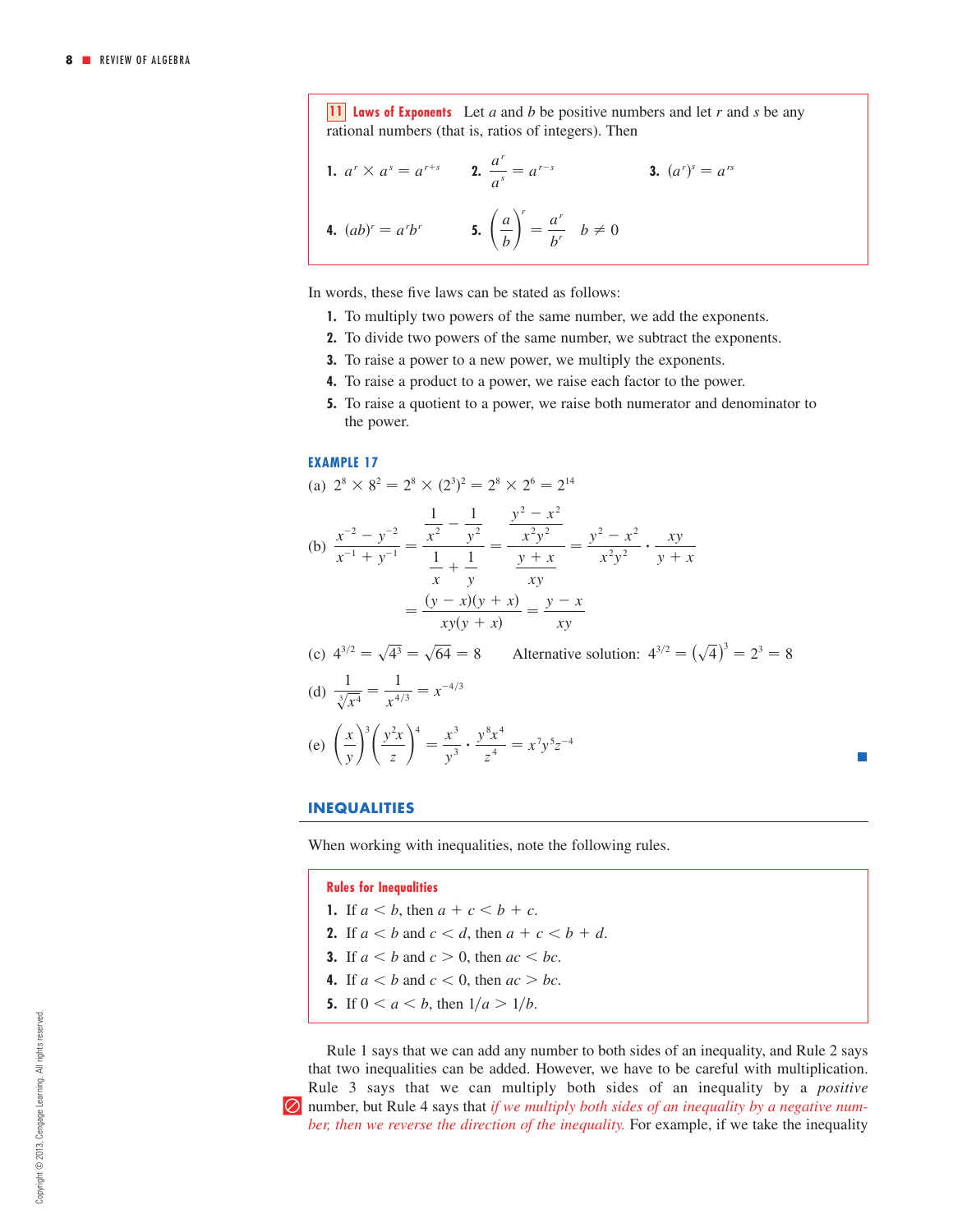**11 Laws of Exponents** Let $a$ and $b$ be positive numbers and let $r$ and $s$ be any rational numbers (that is, ratios of integers). Then

**1.** $a^r \times a^s = a^{r+s}$ **2.** $\dfrac{a^r}{a^s} = a^{r-s}$ **3.** $(a^r)^s = a^{rs}$

**4.** $(ab)^r = a^r b^r$ **5.** $\left(\dfrac{a}{b}\right)^r = \dfrac{a^r}{b^r} \quad b \neq 0$

In words, these five laws can be stated as follows:

1. To multiply two powers of the same number, we add the exponents.
2. To divide two powers of the same number, we subtract the exponents.
3. To raise a power to a new power, we multiply the exponents.
4. To raise a product to a power, we raise each factor to the power.
5. To raise a quotient to a power, we raise both numerator and denominator to the power.

### EXAMPLE 17

(a) $2^8 \times 8^2 = 2^8 \times (2^3)^2 = 2^8 \times 2^6 = 2^{14}$

(b)
$$\frac{x^{-2} - y^{-2}}{x^{-1} + y^{-1}} = \frac{\dfrac{1}{x^2} - \dfrac{1}{y^2}}{\dfrac{1}{x} + \dfrac{1}{y}} = \frac{\dfrac{y^2 - x^2}{x^2 y^2}}{\dfrac{y + x}{xy}} = \frac{y^2 - x^2}{x^2 y^2} \cdot \frac{xy}{y + x}$$
$$= \frac{(y - x)(y + x)}{xy(y + x)} = \frac{y - x}{xy}$$

(c) $4^{3/2} = \sqrt{4^3} = \sqrt{64} = 8$ Alternative solution: $4^{3/2} = \left(\sqrt{4}\right)^3 = 2^3 = 8$

(d) $\dfrac{1}{\sqrt[3]{x^4}} = \dfrac{1}{x^{4/3}} = x^{-4/3}$

(e) $\left(\dfrac{x}{y}\right)^3 \left(\dfrac{y^2 x}{z}\right)^4 = \dfrac{x^3}{y^3} \cdot \dfrac{y^8 x^4}{z^4} = x^7 y^5 z^{-4}$

## INEQUALITIES

When working with inequalities, note the following rules.

**Rules for Inequalities**

1. If $a < b$, then $a + c < b + c$.
2. If $a < b$ and $c < d$, then $a + c < b + d$.
3. If $a < b$ and $c > 0$, then $ac < bc$.
4. If $a < b$ and $c < 0$, then $ac > bc$.
5. If $0 < a < b$, then $1/a > 1/b$.

Rule 1 says that we can add any number to both sides of an inequality, and Rule 2 says that two inequalities can be added. However, we have to be careful with multiplication. Rule 3 says that we can multiply both sides of an inequality by a *positive* number, but Rule 4 says that *if we multiply both sides of an inequality by a negative number, then we reverse the direction of the inequality.* For example, if we take the inequality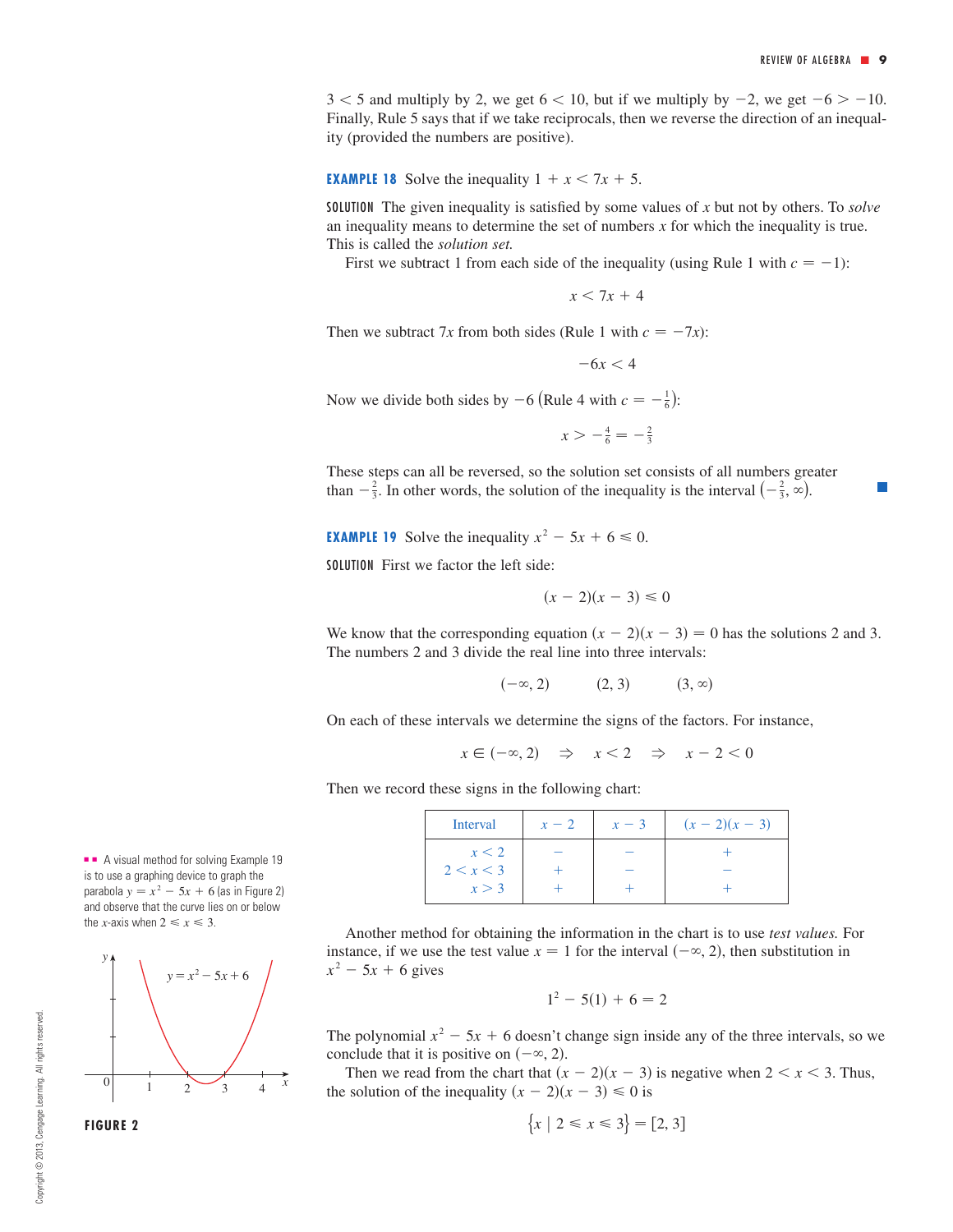3 < 5 and multiply by 2, we get 6 < 10, but if we multiply by −2, we get −6 > −10. Finally, Rule 5 says that if we take reciprocals, then we reverse the direction of an inequality (provided the numbers are positive).

**EXAMPLE 18** Solve the inequality $1 + x < 7x + 5$.

SOLUTION The given inequality is satisfied by some values of $x$ but not by others. To *solve* an inequality means to determine the set of numbers $x$ for which the inequality is true. This is called the *solution set.*

First we subtract 1 from each side of the inequality (using Rule 1 with $c = -1$):

$$x < 7x + 4$$

Then we subtract $7x$ from both sides (Rule 1 with $c = -7x$):

$$-6x < 4$$

Now we divide both sides by −6 (Rule 4 with $c = -\frac{1}{6}$):

$$x > -\tfrac{4}{6} = -\tfrac{2}{3}$$

These steps can all be reversed, so the solution set consists of all numbers greater than $-\frac{2}{3}$. In other words, the solution of the inequality is the interval $\left(-\frac{2}{3}, \infty\right)$. ■

**EXAMPLE 19** Solve the inequality $x^2 - 5x + 6 \leqslant 0$.

SOLUTION First we factor the left side:

$$(x - 2)(x - 3) \leqslant 0$$

We know that the corresponding equation $(x - 2)(x - 3) = 0$ has the solutions 2 and 3. The numbers 2 and 3 divide the real line into three intervals:

$$(-\infty, 2) \qquad (2, 3) \qquad (3, \infty)$$

On each of these intervals we determine the signs of the factors. For instance,

$$x \in (-\infty, 2) \quad \Rightarrow \quad x < 2 \quad \Rightarrow \quad x - 2 < 0$$

Then we record these signs in the following chart:

| Interval | $x - 2$ | $x - 3$ | $(x - 2)(x - 3)$ |
|---|---|---|---|
| $x < 2$ | − | − | + |
| $2 < x < 3$ | + | − | − |
| $x > 3$ | + | + | + |

▪▪ A visual method for solving Example 19 is to use a graphing device to graph the parabola $y = x^2 - 5x + 6$ (as in Figure 2) and observe that the curve lies on or below the $x$-axis when $2 \leqslant x \leqslant 3$.

FIGURE 2

Another method for obtaining the information in the chart is to use *test values.* For instance, if we use the test value $x = 1$ for the interval $(-\infty, 2)$, then substitution in $x^2 - 5x + 6$ gives

$$1^2 - 5(1) + 6 = 2$$

The polynomial $x^2 - 5x + 6$ doesn't change sign inside any of the three intervals, so we conclude that it is positive on $(-\infty, 2)$.

Then we read from the chart that $(x - 2)(x - 3)$ is negative when $2 < x < 3$. Thus, the solution of the inequality $(x - 2)(x - 3) \leqslant 0$ is

$$\{x \mid 2 \leqslant x \leqslant 3\} = [2, 3]$$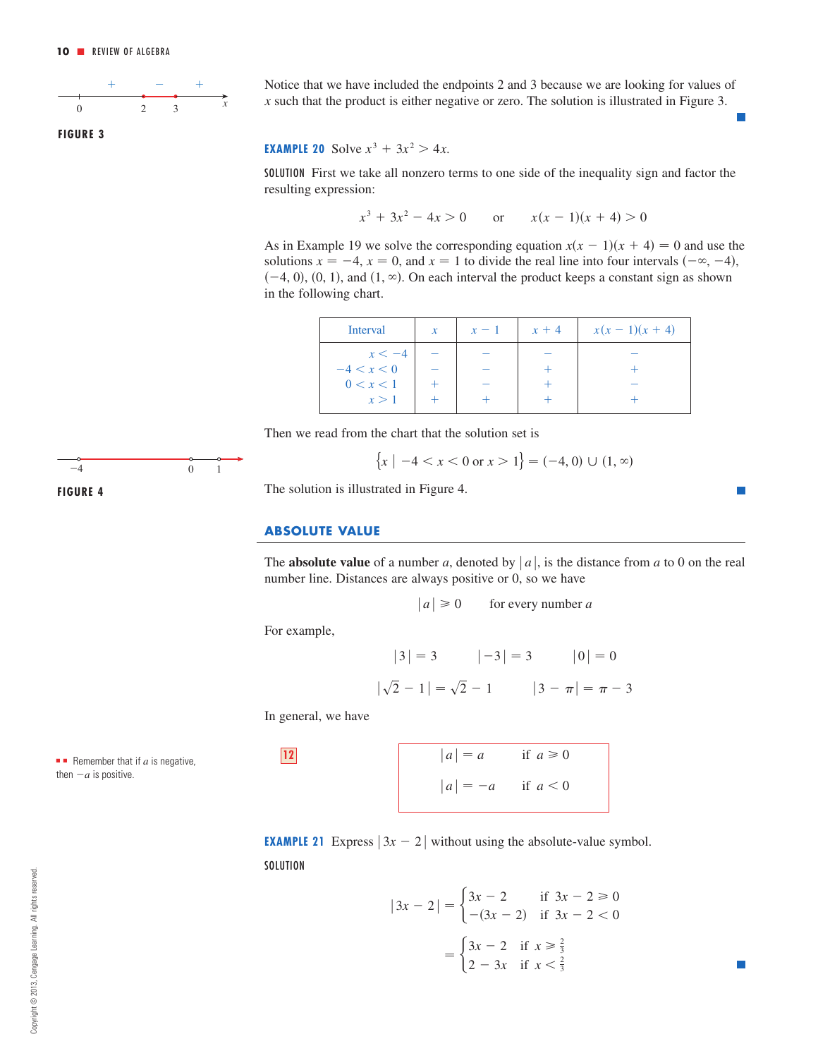Notice that we have included the endpoints 2 and 3 because we are looking for values of $x$ such that the product is either negative or zero. The solution is illustrated in Figure 3.

FIGURE 3

**EXAMPLE 20** Solve $x^3 + 3x^2 > 4x$.

SOLUTION First we take all nonzero terms to one side of the inequality sign and factor the resulting expression:

$$x^3 + 3x^2 - 4x > 0 \qquad \text{or} \qquad x(x - 1)(x + 4) > 0$$

As in Example 19 we solve the corresponding equation $x(x - 1)(x + 4) = 0$ and use the solutions $x = -4$, $x = 0$, and $x = 1$ to divide the real line into four intervals $(-\infty, -4)$, $(-4, 0)$, $(0, 1)$, and $(1, \infty)$. On each interval the product keeps a constant sign as shown in the following chart.

| Interval | $x$ | $x - 1$ | $x + 4$ | $x(x - 1)(x + 4)$ |
|---|---|---|---|---|
| $x < -4$ | $-$ | $-$ | $-$ | $-$ |
| $-4 < x < 0$ | $-$ | $-$ | $+$ | $+$ |
| $0 < x < 1$ | $+$ | $-$ | $+$ | $-$ |
| $x > 1$ | $+$ | $+$ | $+$ | $+$ |

Then we read from the chart that the solution set is

$$\{x \mid -4 < x < 0 \text{ or } x > 1\} = (-4, 0) \cup (1, \infty)$$

The solution is illustrated in Figure 4.

FIGURE 4

## ABSOLUTE VALUE

The **absolute value** of a number $a$, denoted by $|a|$, is the distance from $a$ to 0 on the real number line. Distances are always positive or 0, so we have

$$|a| \geqslant 0 \qquad \text{for every number } a$$

For example,

$$|3| = 3 \qquad |-3| = 3 \qquad |0| = 0$$

$$|\sqrt{2} - 1| = \sqrt{2} - 1 \qquad |3 - \pi| = \pi - 3$$

In general, we have

**12**
$$|a| = a \quad \text{if } a \geqslant 0$$
$$|a| = -a \quad \text{if } a < 0$$

Remember that if $a$ is negative, then $-a$ is positive.

**EXAMPLE 21** Express $|3x - 2|$ without using the absolute-value symbol.

SOLUTION

$$|3x - 2| = \begin{cases} 3x - 2 & \text{if } 3x - 2 \geqslant 0 \\ -(3x - 2) & \text{if } 3x - 2 < 0 \end{cases}$$

$$= \begin{cases} 3x - 2 & \text{if } x \geqslant \frac{2}{3} \\ 2 - 3x & \text{if } x < \frac{2}{3} \end{cases}$$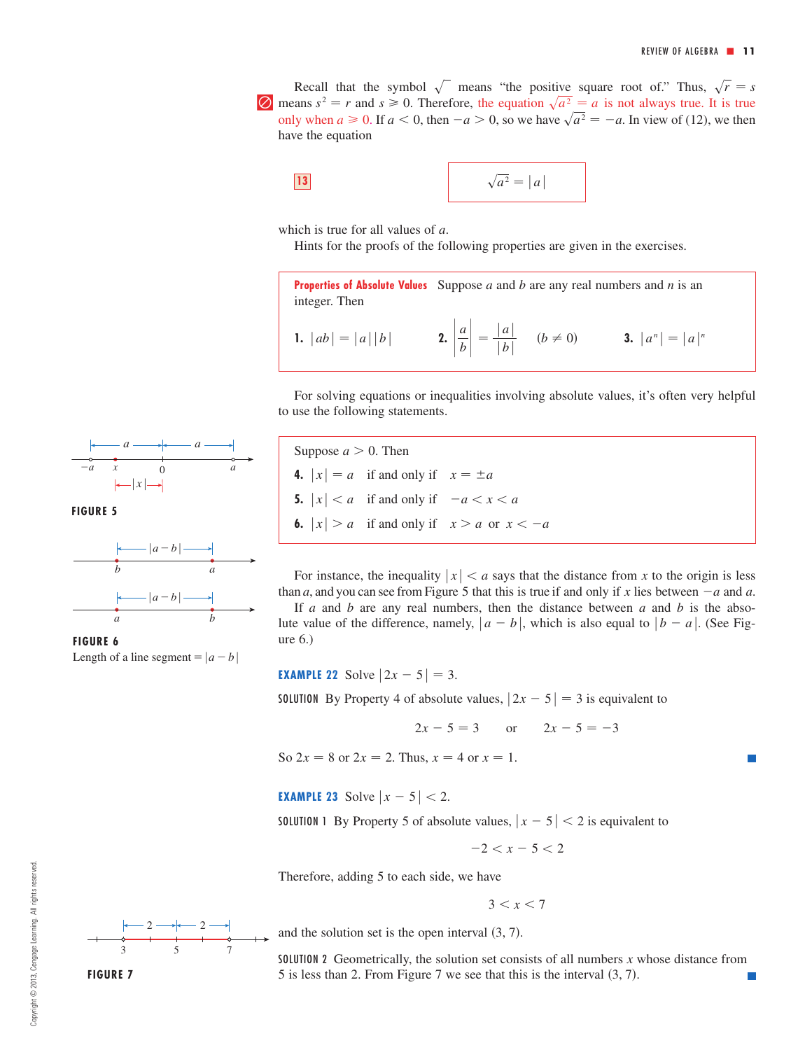Recall that the symbol $\sqrt{\phantom{x}}$ means "the positive square root of." Thus, $\sqrt{r} = s$ means $s^2 = r$ and $s \geq 0$. Therefore, the equation $\sqrt{a^2} = a$ is not always true. It is true only when $a \geq 0$. If $a < 0$, then $-a > 0$, so we have $\sqrt{a^2} = -a$. In view of (12), we then have the equation

**13**
$$\sqrt{a^2} = |a|$$

which is true for all values of $a$.

Hints for the proofs of the following properties are given in the exercises.

**Properties of Absolute Values** Suppose $a$ and $b$ are any real numbers and $n$ is an integer. Then

**1.** $|ab| = |a||b|$ **2.** $\left|\dfrac{a}{b}\right| = \dfrac{|a|}{|b|}$ $(b \neq 0)$ **3.** $|a^n| = |a|^n$

For solving equations or inequalities involving absolute values, it's often very helpful to use the following statements.

Suppose $a > 0$. Then

**4.** $|x| = a$ if and only if $x = \pm a$

**5.** $|x| < a$ if and only if $-a < x < a$

**6.** $|x| > a$ if and only if $x > a$ or $x < -a$

**FIGURE 5**

**FIGURE 6**
Length of a line segment $= |a - b|$

For instance, the inequality $|x| < a$ says that the distance from $x$ to the origin is less than $a$, and you can see from Figure 5 that this is true if and only if $x$ lies between $-a$ and $a$.

If $a$ and $b$ are any real numbers, then the distance between $a$ and $b$ is the absolute value of the difference, namely, $|a - b|$, which is also equal to $|b - a|$. (See Figure 6.)

**EXAMPLE 22** Solve $|2x - 5| = 3$.

SOLUTION By Property 4 of absolute values, $|2x - 5| = 3$ is equivalent to

$$2x - 5 = 3 \qquad \text{or} \qquad 2x - 5 = -3$$

So $2x = 8$ or $2x = 2$. Thus, $x = 4$ or $x = 1$. ■

**EXAMPLE 23** Solve $|x - 5| < 2$.

SOLUTION 1 By Property 5 of absolute values, $|x - 5| < 2$ is equivalent to

$$-2 < x - 5 < 2$$

Therefore, adding 5 to each side, we have

$$3 < x < 7$$

and the solution set is the open interval $(3, 7)$.

SOLUTION 2 Geometrically, the solution set consists of all numbers $x$ whose distance from 5 is less than 2. From Figure 7 we see that this is the interval $(3, 7)$. ■

**FIGURE 7**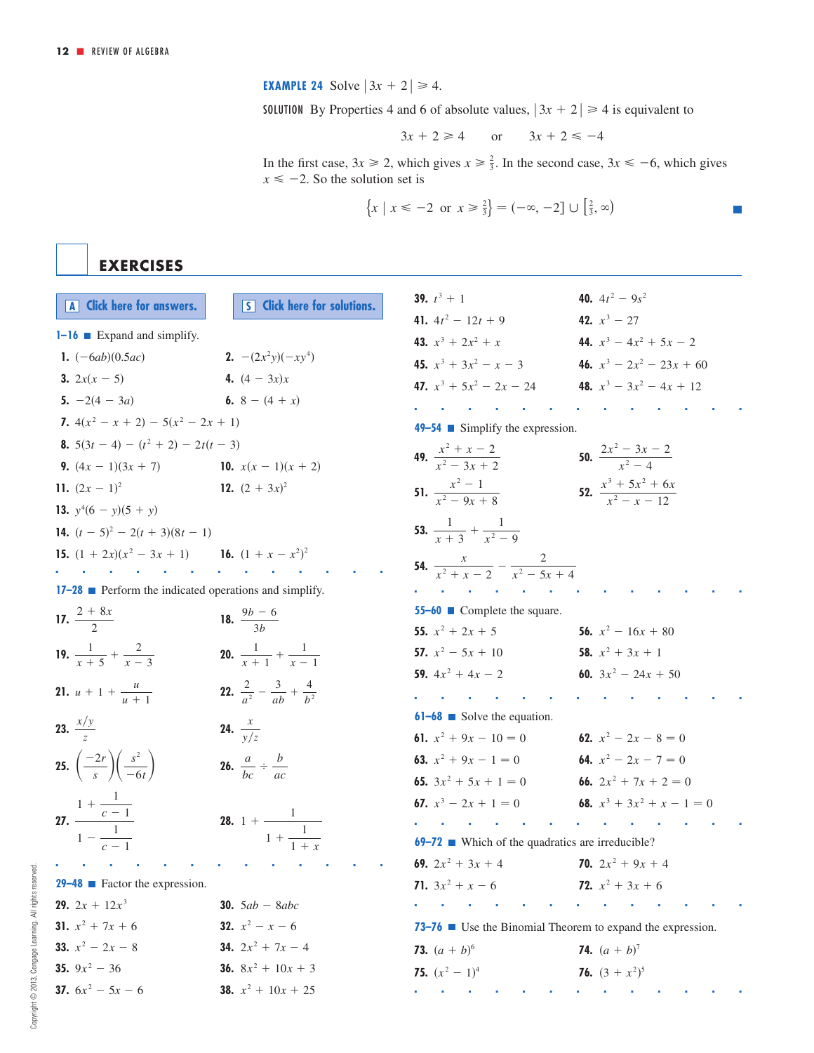**EXAMPLE 24** Solve $|3x + 2| \geqslant 4$.

SOLUTION By Properties 4 and 6 of absolute values, $|3x + 2| \geqslant 4$ is equivalent to

$$3x + 2 \geqslant 4 \qquad \text{or} \qquad 3x + 2 \leqslant -4$$

In the first case, $3x \geqslant 2$, which gives $x \geqslant \frac{2}{3}$. In the second case, $3x \leqslant -6$, which gives $x \leqslant -2$. So the solution set is

$$\left\{x \mid x \leqslant -2 \text{ or } x \geqslant \tfrac{2}{3}\right\} = (-\infty, -2] \cup \left[\tfrac{2}{3}, \infty\right)$$

## EXERCISES

A Click here for answers.    S Click here for solutions.

**1–16** Expand and simplify.

1. $(-6ab)(0.5ac)$
2. $-(2x^2y)(-xy^4)$
3. $2x(x - 5)$
4. $(4 - 3x)x$
5. $-2(4 - 3a)$
6. $8 - (4 + x)$
7. $4(x^2 - x + 2) - 5(x^2 - 2x + 1)$
8. $5(3t - 4) - (t^2 + 2) - 2t(t - 3)$
9. $(4x - 1)(3x + 7)$
10. $x(x - 1)(x + 2)$
11. $(2x - 1)^2$
12. $(2 + 3x)^2$
13. $y^4(6 - y)(5 + y)$
14. $(t - 5)^2 - 2(t + 3)(8t - 1)$
15. $(1 + 2x)(x^2 - 3x + 1)$
16. $(1 + x - x^2)^2$

**17–28** Perform the indicated operations and simplify.

17. $\dfrac{2 + 8x}{2}$
18. $\dfrac{9b - 6}{3b}$
19. $\dfrac{1}{x + 5} + \dfrac{2}{x - 3}$
20. $\dfrac{1}{x + 1} + \dfrac{1}{x - 1}$
21. $u + 1 + \dfrac{u}{u + 1}$
22. $\dfrac{2}{a^2} - \dfrac{3}{ab} + \dfrac{4}{b^2}$
23. $\dfrac{x/y}{z}$
24. $\dfrac{x}{y/z}$
25. $\left(\dfrac{-2r}{s}\right)\left(\dfrac{s^2}{-6t}\right)$
26. $\dfrac{a}{bc} \div \dfrac{b}{ac}$
27. $\dfrac{1 + \dfrac{1}{c - 1}}{1 - \dfrac{1}{c - 1}}$
28. $1 + \dfrac{1}{1 + \dfrac{1}{1 + x}}$

**29–48** Factor the expression.

29. $2x + 12x^3$
30. $5ab - 8abc$
31. $x^2 + 7x + 6$
32. $x^2 - x - 6$
33. $x^2 - 2x - 8$
34. $2x^2 + 7x - 4$
35. $9x^2 - 36$
36. $8x^2 + 10x + 3$
37. $6x^2 - 5x - 6$
38. $x^2 + 10x + 25$
39. $t^3 + 1$
40. $4t^2 - 9s^2$
41. $4t^2 - 12t + 9$
42. $x^3 - 27$
43. $x^3 + 2x^2 + x$
44. $x^3 - 4x^2 + 5x - 2$
45. $x^3 + 3x^2 - x - 3$
46. $x^3 - 2x^2 - 23x + 60$
47. $x^3 + 5x^2 - 2x - 24$
48. $x^3 - 3x^2 - 4x + 12$

**49–54** Simplify the expression.

49. $\dfrac{x^2 + x - 2}{x^2 - 3x + 2}$
50. $\dfrac{2x^2 - 3x - 2}{x^2 - 4}$
51. $\dfrac{x^2 - 1}{x^2 - 9x + 8}$
52. $\dfrac{x^3 + 5x^2 + 6x}{x^2 - x - 12}$
53. $\dfrac{1}{x + 3} + \dfrac{1}{x^2 - 9}$
54. $\dfrac{x}{x^2 + x - 2} - \dfrac{2}{x^2 - 5x + 4}$

**55–60** Complete the square.

55. $x^2 + 2x + 5$
56. $x^2 - 16x + 80$
57. $x^2 - 5x + 10$
58. $x^2 + 3x + 1$
59. $4x^2 + 4x - 2$
60. $3x^2 - 24x + 50$

**61–68** Solve the equation.

61. $x^2 + 9x - 10 = 0$
62. $x^2 - 2x - 8 = 0$
63. $x^2 + 9x - 1 = 0$
64. $x^2 - 2x - 7 = 0$
65. $3x^2 + 5x + 1 = 0$
66. $2x^2 + 7x + 2 = 0$
67. $x^3 - 2x + 1 = 0$
68. $x^3 + 3x^2 + x - 1 = 0$

**69–72** Which of the quadratics are irreducible?

69. $2x^2 + 3x + 4$
70. $2x^2 + 9x + 4$
71. $3x^2 + x - 6$
72. $x^2 + 3x + 6$

**73–76** Use the Binomial Theorem to expand the expression.

73. $(a + b)^6$
74. $(a + b)^7$
75. $(x^2 - 1)^4$
76. $(3 + x^2)^5$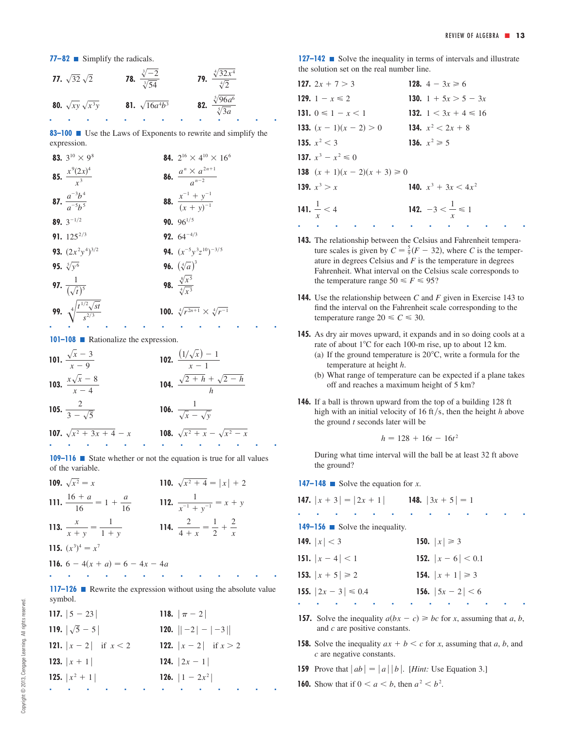**77–82** ■ Simplify the radicals.

**77.** $\sqrt{32}\,\sqrt{2}$

**78.** $\dfrac{\sqrt[3]{-2}}{\sqrt[3]{54}}$

**79.** $\dfrac{\sqrt[4]{32x^4}}{\sqrt[4]{2}}$

**80.** $\sqrt{xy}\,\sqrt{x^3y}$

**81.** $\sqrt{16a^4b^3}$

**82.** $\dfrac{\sqrt[5]{96a^6}}{\sqrt[5]{3a}}$

**83–100** ■ Use the Laws of Exponents to rewrite and simplify the expression.

**83.** $3^{10} \times 9^8$

**84.** $2^{16} \times 4^{10} \times 16^6$

**85.** $\dfrac{x^9(2x)^4}{x^3}$

**86.** $\dfrac{a^n \times a^{2n+1}}{a^{n-2}}$

**87.** $\dfrac{a^{-3}b^4}{a^{-5}b^5}$

**88.** $\dfrac{x^{-1} + y^{-1}}{(x + y)^{-1}}$

**89.** $3^{-1/2}$

**90.** $96^{1/5}$

**91.** $125^{2/3}$

**92.** $64^{-4/3}$

**93.** $(2x^2y^4)^{3/2}$

**94.** $(x^{-5}y^3z^{10})^{-3/5}$

**95.** $\sqrt[5]{y^6}$

**96.** $(\sqrt[4]{a})^3$

**97.** $\dfrac{1}{(\sqrt{t})^5}$

**98.** $\dfrac{\sqrt[8]{x^5}}{\sqrt[4]{x^3}}$

**99.** $\sqrt[4]{\dfrac{t^{1/2}\sqrt{st}}{s^{2/3}}}$

**100.** $\sqrt[4]{r^{2n+1}} \times \sqrt[4]{r^{-1}}$

**101–108** ■ Rationalize the expression.

**101.** $\dfrac{\sqrt{x} - 3}{x - 9}$

**102.** $\dfrac{(1/\sqrt{x}) - 1}{x - 1}$

**103.** $\dfrac{x\sqrt{x} - 8}{x - 4}$

**104.** $\dfrac{\sqrt{2 + h} + \sqrt{2 - h}}{h}$

**105.** $\dfrac{2}{3 - \sqrt{5}}$

**106.** $\dfrac{1}{\sqrt{x} - \sqrt{y}}$

**107.** $\sqrt{x^2 + 3x + 4} - x$

**108.** $\sqrt{x^2 + x} - \sqrt{x^2 - x}$

**109–116** ■ State whether or not the equation is true for all values of the variable.

**109.** $\sqrt{x^2} = x$

**110.** $\sqrt{x^2 + 4} = |x| + 2$

**111.** $\dfrac{16 + a}{16} = 1 + \dfrac{a}{16}$

**112.** $\dfrac{1}{x^{-1} + y^{-1}} = x + y$

**113.** $\dfrac{x}{x + y} = \dfrac{1}{1 + y}$

**114.** $\dfrac{2}{4 + x} = \dfrac{1}{2} + \dfrac{2}{x}$

**115.** $(x^3)^4 = x^7$

**116.** $6 - 4(x + a) = 6 - 4x - 4a$

**117–126** ■ Rewrite the expression without using the absolute value symbol.

**117.** $|5 - 23|$

**118.** $|\pi - 2|$

**119.** $|\sqrt{5} - 5|$

**120.** $||-2| - |-3||$

**121.** $|x - 2|$ if $x < 2$

**122.** $|x - 2|$ if $x > 2$

**123.** $|x + 1|$

**124.** $|2x - 1|$

**125.** $|x^2 + 1|$

**126.** $|1 - 2x^2|$

**127–142** ■ Solve the inequality in terms of intervals and illustrate the solution set on the real number line.

**127.** $2x + 7 > 3$

**128.** $4 - 3x \geqslant 6$

**129.** $1 - x \leqslant 2$

**130.** $1 + 5x > 5 - 3x$

**131.** $0 \leqslant 1 - x < 1$

**132.** $1 < 3x + 4 \leqslant 16$

**133.** $(x - 1)(x - 2) > 0$

**134.** $x^2 < 2x + 8$

**135.** $x^2 < 3$

**136.** $x^2 \geqslant 5$

**137.** $x^3 - x^2 \leqslant 0$

**138** $(x + 1)(x - 2)(x + 3) \geqslant 0$

**139.** $x^3 > x$

**140.** $x^3 + 3x < 4x^2$

**141.** $\dfrac{1}{x} < 4$

**142.** $-3 < \dfrac{1}{x} \leqslant 1$

**143.** The relationship between the Celsius and Fahrenheit temperature scales is given by $C = \frac{5}{9}(F - 32)$, where $C$ is the temperature in degrees Celsius and $F$ is the temperature in degrees Fahrenheit. What interval on the Celsius scale corresponds to the temperature range $50 \leqslant F \leqslant 95$?

**144.** Use the relationship between $C$ and $F$ given in Exercise 143 to find the interval on the Fahrenheit scale corresponding to the temperature range $20 \leqslant C \leqslant 30$.

**145.** As dry air moves upward, it expands and in so doing cools at a rate of about 1°C for each 100-m rise, up to about 12 km.
(a) If the ground temperature is 20°C, write a formula for the temperature at height $h$.
(b) What range of temperature can be expected if a plane takes off and reaches a maximum height of 5 km?

**146.** If a ball is thrown upward from the top of a building 128 ft high with an initial velocity of 16 ft/s, then the height $h$ above the ground $t$ seconds later will be

$$h = 128 + 16t - 16t^2$$

During what time interval will the ball be at least 32 ft above the ground?

**147–148** ■ Solve the equation for $x$.

**147.** $|x + 3| = |2x + 1|$

**148.** $|3x + 5| = 1$

**149–156** ■ Solve the inequality.

**149.** $|x| < 3$

**150.** $|x| \geqslant 3$

**151.** $|x - 4| < 1$

**152.** $|x - 6| < 0.1$

**153.** $|x + 5| \geqslant 2$

**154.** $|x + 1| \geqslant 3$

**155.** $|2x - 3| \leqslant 0.4$

**156.** $|5x - 2| < 6$

**157.** Solve the inequality $a(bx - c) \geqslant bc$ for $x$, assuming that $a$, $b$, and $c$ are positive constants.

**158.** Solve the inequality $ax + b < c$ for $x$, assuming that $a$, $b$, and $c$ are negative constants.

**159** Prove that $|ab| = |a||b|$. [*Hint:* Use Equation 3.]

**160.** Show that if $0 < a < b$, then $a^2 < b^2$.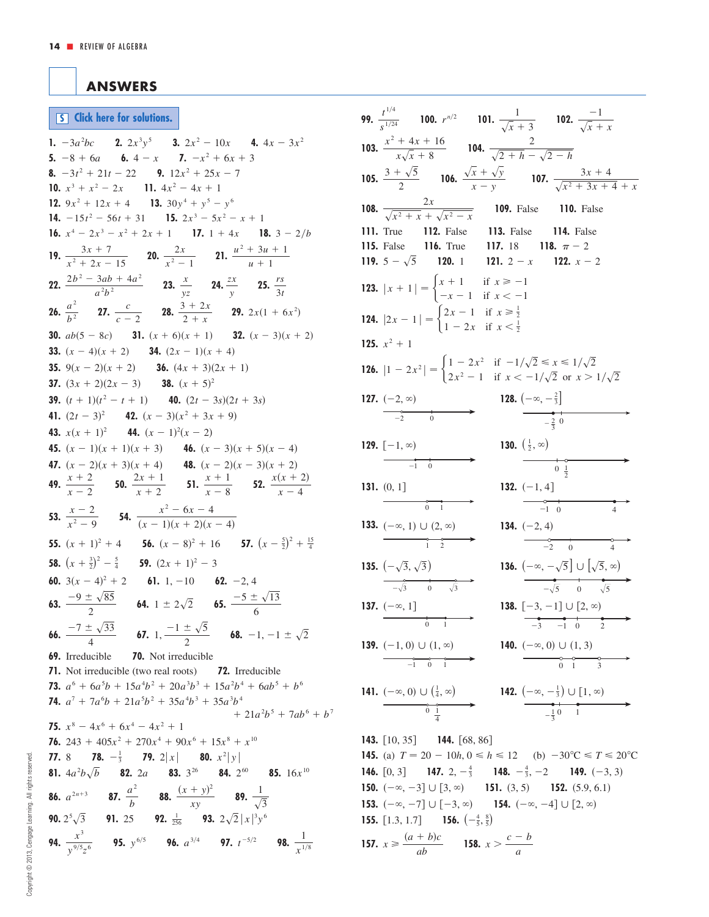## ANSWERS

**S** Click here for solutions.

**1.** $-3a^2bc$ **2.** $2x^3y^5$ **3.** $2x^2 - 10x$ **4.** $4x - 3x^2$
**5.** $-8 + 6a$ **6.** $4 - x$ **7.** $-x^2 + 6x + 3$
**8.** $-3t^2 + 21t - 22$ **9.** $12x^2 + 25x - 7$
**10.** $x^3 + x^2 - 2x$ **11.** $4x^2 - 4x + 1$
**12.** $9x^2 + 12x + 4$ **13.** $30y^4 + y^5 - y^6$
**14.** $-15t^2 - 56t + 31$ **15.** $2x^3 - 5x^2 - x + 1$
**16.** $x^4 - 2x^3 - x^2 + 2x + 1$ **17.** $1 + 4x$ **18.** $3 - 2/b$
**19.** $\dfrac{3x + 7}{x^2 + 2x - 15}$ **20.** $\dfrac{2x}{x^2 - 1}$ **21.** $\dfrac{u^2 + 3u + 1}{u + 1}$
**22.** $\dfrac{2b^2 - 3ab + 4a^2}{a^2b^2}$ **23.** $\dfrac{x}{yz}$ **24.** $\dfrac{zx}{y}$ **25.** $\dfrac{rs}{3t}$
**26.** $\dfrac{a^2}{b^2}$ **27.** $\dfrac{c}{c - 2}$ **28.** $\dfrac{3 + 2x}{2 + x}$ **29.** $2x(1 + 6x^2)$
**30.** $ab(5 - 8c)$ **31.** $(x + 6)(x + 1)$ **32.** $(x - 3)(x + 2)$
**33.** $(x - 4)(x + 2)$ **34.** $(2x - 1)(x + 4)$
**35.** $9(x - 2)(x + 2)$ **36.** $(4x + 3)(2x + 1)$
**37.** $(3x + 2)(2x - 3)$ **38.** $(x + 5)^2$
**39.** $(t + 1)(t^2 - t + 1)$ **40.** $(2t - 3s)(2t + 3s)$
**41.** $(2t - 3)^2$ **42.** $(x - 3)(x^2 + 3x + 9)$
**43.** $x(x + 1)^2$ **44.** $(x - 1)^2(x - 2)$
**45.** $(x - 1)(x + 1)(x + 3)$ **46.** $(x - 3)(x + 5)(x - 4)$
**47.** $(x - 2)(x + 3)(x + 4)$ **48.** $(x - 2)(x - 3)(x + 2)$
**49.** $\dfrac{x + 2}{x - 2}$ **50.** $\dfrac{2x + 1}{x + 2}$ **51.** $\dfrac{x + 1}{x - 8}$ **52.** $\dfrac{x(x + 2)}{x - 4}$
**53.** $\dfrac{x - 2}{x^2 - 9}$ **54.** $\dfrac{x^2 - 6x - 4}{(x - 1)(x + 2)(x - 4)}$
**55.** $(x + 1)^2 + 4$ **56.** $(x - 8)^2 + 16$ **57.** $\left(x - \frac{5}{2}\right)^2 + \frac{15}{4}$
**58.** $\left(x + \frac{3}{2}\right)^2 - \frac{5}{4}$ **59.** $(2x + 1)^2 - 3$
**60.** $3(x - 4)^2 + 2$ **61.** $1, -10$ **62.** $-2, 4$
**63.** $\dfrac{-9 \pm \sqrt{85}}{2}$ **64.** $1 \pm 2\sqrt{2}$ **65.** $\dfrac{-5 \pm \sqrt{13}}{6}$
**66.** $\dfrac{-7 \pm \sqrt{33}}{4}$ **67.** $1, \dfrac{-1 \pm \sqrt{5}}{2}$ **68.** $-1, -1 \pm \sqrt{2}$
**69.** Irreducible **70.** Not irreducible
**71.** Not irreducible (two real roots) **72.** Irreducible
**73.** $a^6 + 6a^5b + 15a^4b^2 + 20a^3b^3 + 15a^2b^4 + 6ab^5 + b^6$
**74.** $a^7 + 7a^6b + 21a^5b^2 + 35a^4b^3 + 35a^3b^4 + 21a^2b^5 + 7ab^6 + b^7$
**75.** $x^8 - 4x^6 + 6x^4 - 4x^2 + 1$
**76.** $243 + 405x^2 + 270x^4 + 90x^6 + 15x^8 + x^{10}$
**77.** $8$ **78.** $-\frac{1}{3}$ **79.** $2|x|$ **80.** $x^2|y|$
**81.** $4a^2b\sqrt{b}$ **82.** $2a$ **83.** $3^{26}$ **84.** $2^{60}$ **85.** $16x^{10}$
**86.** $a^{2n+3}$ **87.** $\dfrac{a^2}{b}$ **88.** $\dfrac{(x + y)^2}{xy}$ **89.** $\dfrac{1}{\sqrt{3}}$
**90.** $2^5\sqrt{3}$ **91.** $25$ **92.** $\frac{1}{256}$ **93.** $2\sqrt{2}|x|^3y^6$
**94.** $\dfrac{x^3}{y^{9/5}z^6}$ **95.** $y^{6/5}$ **96.** $a^{3/4}$ **97.** $t^{-5/2}$ **98.** $\dfrac{1}{x^{1/8}}$

**99.** $\dfrac{t^{1/4}}{s^{1/24}}$ **100.** $r^{n/2}$ **101.** $\dfrac{1}{\sqrt{x} + 3}$ **102.** $\dfrac{-1}{\sqrt{x} + x}$
**103.** $\dfrac{x^2 + 4x + 16}{x\sqrt{x} + 8}$ **104.** $\dfrac{2}{\sqrt{2 + h} - \sqrt{2 - h}}$
**105.** $\dfrac{3 + \sqrt{5}}{2}$ **106.** $\dfrac{\sqrt{x} + \sqrt{y}}{x - y}$ **107.** $\dfrac{3x + 4}{\sqrt{x^2 + 3x + 4} + x}$
**108.** $\dfrac{2x}{\sqrt{x^2 + x} + \sqrt{x^2 - x}}$ **109.** False **110.** False
**111.** True **112.** False **113.** False **114.** False
**115.** False **116.** True **117.** 18 **118.** $\pi - 2$
**119.** $5 - \sqrt{5}$ **120.** 1 **121.** $2 - x$ **122.** $x - 2$

**123.** $|x + 1| = \begin{cases} x + 1 & \text{if } x \geq -1 \\ -x - 1 & \text{if } x < -1 \end{cases}$

**124.** $|2x - 1| = \begin{cases} 2x - 1 & \text{if } x \geq \frac{1}{2} \\ 1 - 2x & \text{if } x < \frac{1}{2} \end{cases}$

**125.** $x^2 + 1$

**126.** $|1 - 2x^2| = \begin{cases} 1 - 2x^2 & \text{if } -1/\sqrt{2} \leq x \leq 1/\sqrt{2} \\ 2x^2 - 1 & \text{if } x < -1/\sqrt{2} \text{ or } x > 1/\sqrt{2} \end{cases}$

**127.** $(-2, \infty)$ **128.** $\left(-\infty, -\frac{2}{3}\right]$
**129.** $[-1, \infty)$ **130.** $\left(\frac{1}{2}, \infty\right)$
**131.** $(0, 1]$ **132.** $(-1, 4]$
**133.** $(-\infty, 1) \cup (2, \infty)$ **134.** $(-2, 4)$
**135.** $\left(-\sqrt{3}, \sqrt{3}\right)$ **136.** $\left(-\infty, -\sqrt{5}\right] \cup \left[\sqrt{5}, \infty\right)$
**137.** $(-\infty, 1]$ **138.** $[-3, -1] \cup [2, \infty)$
**139.** $(-1, 0) \cup (1, \infty)$ **140.** $(-\infty, 0) \cup (1, 3)$
**141.** $(-\infty, 0) \cup \left(\frac{1}{4}, \infty\right)$ **142.** $\left(-\infty, -\frac{1}{3}\right) \cup [1, \infty)$

**143.** $[10, 35]$ **144.** $[68, 86]$
**145.** (a) $T = 20 - 10h$, $0 \leq h \leq 12$ (b) $-30°\text{C} \leq T \leq 20°\text{C}$
**146.** $[0, 3]$ **147.** $2, -\frac{4}{3}$ **148.** $-\frac{4}{3}, -2$ **149.** $(-3, 3)$
**150.** $(-\infty, -3] \cup [3, \infty)$ **151.** $(3, 5)$ **152.** $(5.9, 6.1)$
**153.** $(-\infty, -7] \cup [-3, \infty)$ **154.** $(-\infty, -4] \cup [2, \infty)$
**155.** $[1.3, 1.7]$ **156.** $\left(-\frac{4}{5}, \frac{8}{5}\right)$
**157.** $x \geq \dfrac{(a + b)c}{ab}$ **158.** $x > \dfrac{c - b}{a}$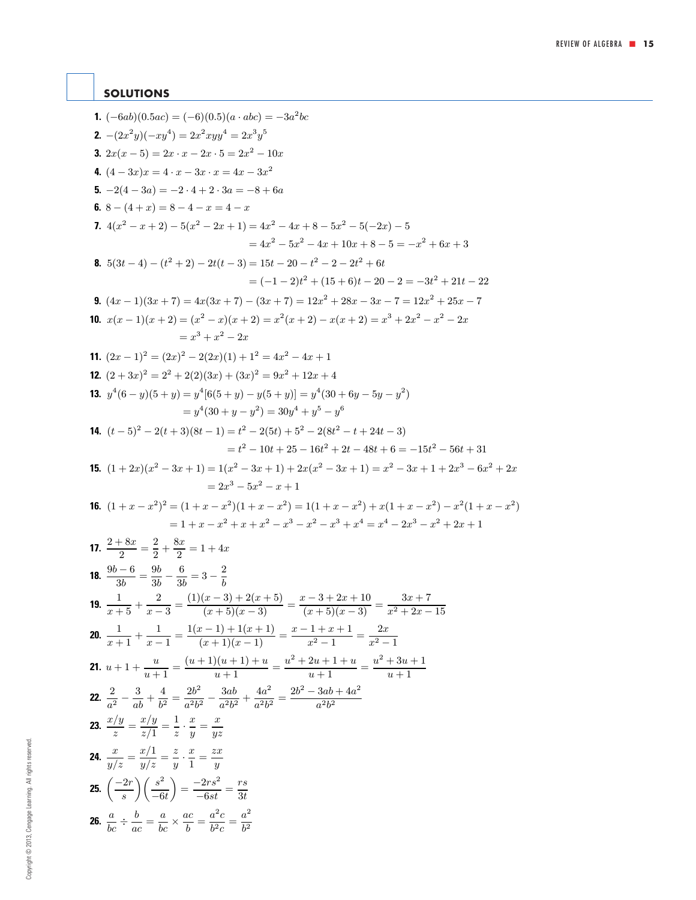## SOLUTIONS

**1.** $(-6ab)(0.5ac) = (-6)(0.5)(a \cdot abc) = -3a^2bc$

**2.** $-(2x^2y)(-xy^4) = 2x^2xyy^4 = 2x^3y^5$

**3.** $2x(x-5) = 2x \cdot x - 2x \cdot 5 = 2x^2 - 10x$

**4.** $(4-3x)x = 4 \cdot x - 3x \cdot x = 4x - 3x^2$

**5.** $-2(4-3a) = -2 \cdot 4 + 2 \cdot 3a = -8 + 6a$

**6.** $8 - (4+x) = 8 - 4 - x = 4 - x$

**7.** 
$$\begin{aligned} 4(x^2 - x + 2) - 5(x^2 - 2x + 1) &= 4x^2 - 4x + 8 - 5x^2 - 5(-2x) - 5 \\ &= 4x^2 - 5x^2 - 4x + 10x + 8 - 5 = -x^2 + 6x + 3 \end{aligned}$$

**8.** 
$$\begin{aligned} 5(3t-4) - (t^2+2) - 2t(t-3) &= 15t - 20 - t^2 - 2 - 2t^2 + 6t \\ &= (-1-2)t^2 + (15+6)t - 20 - 2 = -3t^2 + 21t - 22 \end{aligned}$$

**9.** $(4x-1)(3x+7) = 4x(3x+7) - (3x+7) = 12x^2 + 28x - 3x - 7 = 12x^2 + 25x - 7$

**10.** 
$$\begin{aligned} x(x-1)(x+2) &= (x^2 - x)(x+2) = x^2(x+2) - x(x+2) = x^3 + 2x^2 - x^2 - 2x \\ &= x^3 + x^2 - 2x \end{aligned}$$

**11.** $(2x-1)^2 = (2x)^2 - 2(2x)(1) + 1^2 = 4x^2 - 4x + 1$

**12.** $(2+3x)^2 = 2^2 + 2(2)(3x) + (3x)^2 = 9x^2 + 12x + 4$

**13.** 
$$\begin{aligned} y^4(6-y)(5+y) &= y^4[6(5+y) - y(5+y)] = y^4(30 + 6y - 5y - y^2) \\ &= y^4(30 + y - y^2) = 30y^4 + y^5 - y^6 \end{aligned}$$

**14.** 
$$\begin{aligned} (t-5)^2 - 2(t+3)(8t-1) &= t^2 - 2(5t) + 5^2 - 2(8t^2 - t + 24t - 3) \\ &= t^2 - 10t + 25 - 16t^2 + 2t - 48t + 6 = -15t^2 - 56t + 31 \end{aligned}$$

**15.** 
$$\begin{aligned} (1+2x)(x^2 - 3x + 1) &= 1(x^2 - 3x + 1) + 2x(x^2 - 3x + 1) = x^2 - 3x + 1 + 2x^3 - 6x^2 + 2x \\ &= 2x^3 - 5x^2 - x + 1 \end{aligned}$$

**16.** 
$$\begin{aligned} (1 + x - x^2)^2 &= (1 + x - x^2)(1 + x - x^2) = 1(1 + x - x^2) + x(1 + x - x^2) - x^2(1 + x - x^2) \\ &= 1 + x - x^2 + x + x^2 - x^3 - x^2 - x^3 + x^4 = x^4 - 2x^3 - x^2 + 2x + 1 \end{aligned}$$

**17.** $\dfrac{2+8x}{2} = \dfrac{2}{2} + \dfrac{8x}{2} = 1 + 4x$

**18.** $\dfrac{9b-6}{3b} = \dfrac{9b}{3b} - \dfrac{6}{3b} = 3 - \dfrac{2}{b}$

**19.** $\dfrac{1}{x+5} + \dfrac{2}{x-3} = \dfrac{(1)(x-3) + 2(x+5)}{(x+5)(x-3)} = \dfrac{x - 3 + 2x + 10}{(x+5)(x-3)} = \dfrac{3x+7}{x^2 + 2x - 15}$

**20.** $\dfrac{1}{x+1} + \dfrac{1}{x-1} = \dfrac{1(x-1) + 1(x+1)}{(x+1)(x-1)} = \dfrac{x - 1 + x + 1}{x^2 - 1} = \dfrac{2x}{x^2 - 1}$

**21.** $u + 1 + \dfrac{u}{u+1} = \dfrac{(u+1)(u+1) + u}{u+1} = \dfrac{u^2 + 2u + 1 + u}{u+1} = \dfrac{u^2 + 3u + 1}{u+1}$

**22.** $\dfrac{2}{a^2} - \dfrac{3}{ab} + \dfrac{4}{b^2} = \dfrac{2b^2}{a^2b^2} - \dfrac{3ab}{a^2b^2} + \dfrac{4a^2}{a^2b^2} = \dfrac{2b^2 - 3ab + 4a^2}{a^2b^2}$

**23.** $\dfrac{x/y}{z} = \dfrac{x/y}{z/1} = \dfrac{1}{z} \cdot \dfrac{x}{y} = \dfrac{x}{yz}$

**24.** $\dfrac{x}{y/z} = \dfrac{x/1}{y/z} = \dfrac{z}{y} \cdot \dfrac{x}{1} = \dfrac{zx}{y}$

**25.** $\left(\dfrac{-2r}{s}\right)\left(\dfrac{s^2}{-6t}\right) = \dfrac{-2rs^2}{-6st} = \dfrac{rs}{3t}$

**26.** $\dfrac{a}{bc} \div \dfrac{b}{ac} = \dfrac{a}{bc} \times \dfrac{ac}{b} = \dfrac{a^2c}{b^2c} = \dfrac{a^2}{b^2}$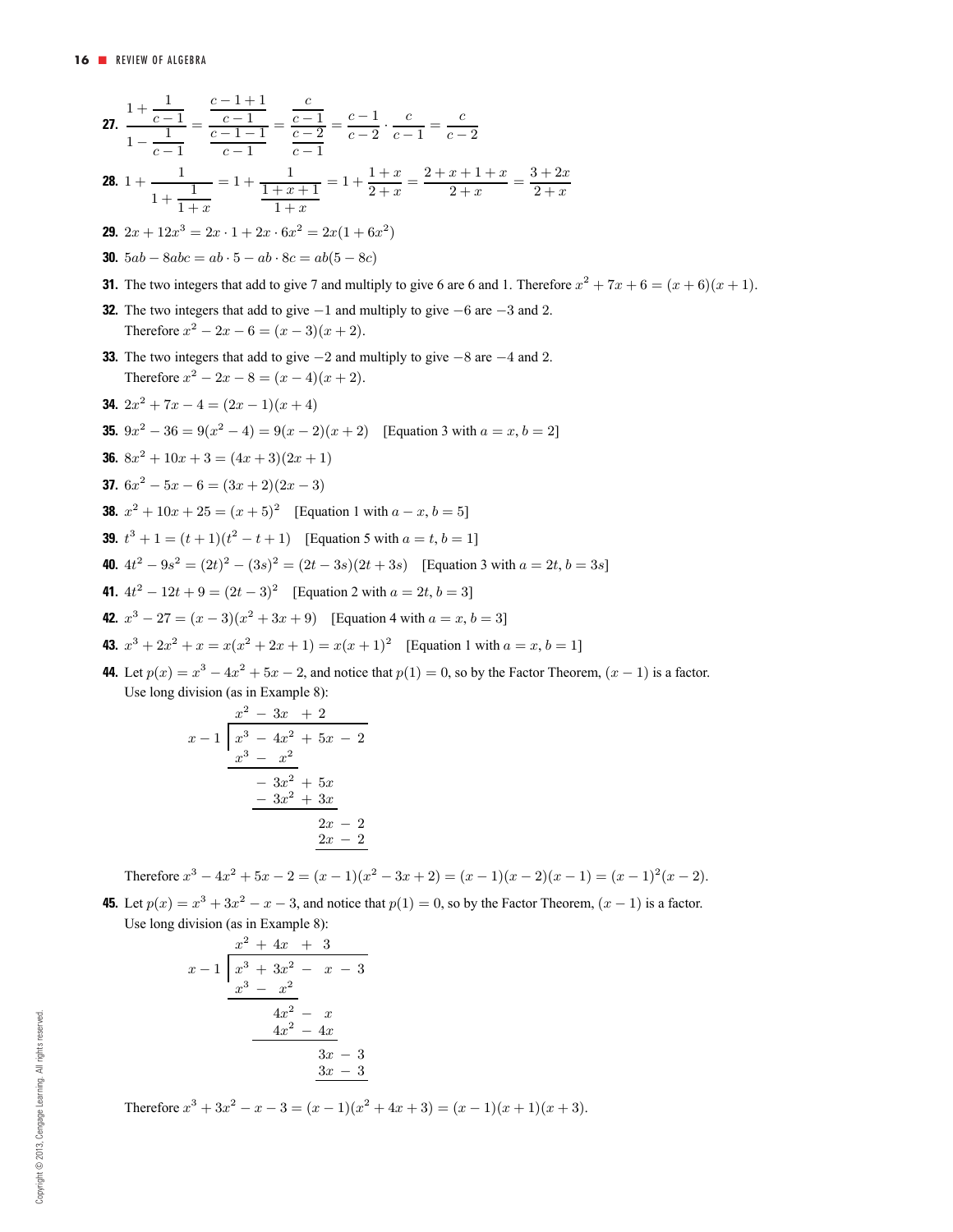**27.** $\dfrac{1+\dfrac{1}{c-1}}{1-\dfrac{1}{c-1}} = \dfrac{\dfrac{c-1+1}{c-1}}{\dfrac{c-1-1}{c-1}} = \dfrac{\dfrac{c}{c-1}}{\dfrac{c-2}{c-1}} = \dfrac{c-1}{c-2} \cdot \dfrac{c}{c-1} = \dfrac{c}{c-2}$

**28.** $1 + \dfrac{1}{1+\dfrac{1}{1+x}} = 1 + \dfrac{1}{\dfrac{1+x+1}{1+x}} = 1 + \dfrac{1+x}{2+x} = \dfrac{2+x+1+x}{2+x} = \dfrac{3+2x}{2+x}$

**29.** $2x + 12x^3 = 2x \cdot 1 + 2x \cdot 6x^2 = 2x(1+6x^2)$

**30.** $5ab - 8abc = ab \cdot 5 - ab \cdot 8c = ab(5-8c)$

**31.** The two integers that add to give 7 and multiply to give 6 are 6 and 1. Therefore $x^2 + 7x + 6 = (x+6)(x+1)$.

**32.** The two integers that add to give $-1$ and multiply to give $-6$ are $-3$ and 2. Therefore $x^2 - 2x - 6 = (x-3)(x+2)$.

**33.** The two integers that add to give $-2$ and multiply to give $-8$ are $-4$ and 2. Therefore $x^2 - 2x - 8 = (x-4)(x+2)$.

**34.** $2x^2 + 7x - 4 = (2x-1)(x+4)$

**35.** $9x^2 - 36 = 9(x^2 - 4) = 9(x-2)(x+2)$ [Equation 3 with $a = x, b = 2$]

**36.** $8x^2 + 10x + 3 = (4x+3)(2x+1)$

**37.** $6x^2 - 5x - 6 = (3x+2)(2x-3)$

**38.** $x^2 + 10x + 25 = (x+5)^2$ [Equation 1 with $a - x, b = 5$]

**39.** $t^3 + 1 = (t+1)(t^2 - t + 1)$ [Equation 5 with $a = t, b = 1$]

**40.** $4t^2 - 9s^2 = (2t)^2 - (3s)^2 = (2t - 3s)(2t + 3s)$ [Equation 3 with $a = 2t, b = 3s$]

**41.** $4t^2 - 12t + 9 = (2t-3)^2$ [Equation 2 with $a = 2t, b = 3$]

**42.** $x^3 - 27 = (x-3)(x^2 + 3x + 9)$ [Equation 4 with $a = x, b = 3$]

**43.** $x^3 + 2x^2 + x = x(x^2 + 2x + 1) = x(x+1)^2$ [Equation 1 with $a = x, b = 1$]

**44.** Let $p(x) = x^3 - 4x^2 + 5x - 2$, and notice that $p(1) = 0$, so by the Factor Theorem, $(x-1)$ is a factor. Use long division (as in Example 8):

$$
\begin{array}{r|l}
 & x^2 - 3x + 2 \\
\hline
x - 1 & x^3 - 4x^2 + 5x - 2 \\
 & \underline{x^3 - x^2} \\
 & \quad -3x^2 + 5x \\
 & \quad \underline{-3x^2 + 3x} \\
 & \qquad\qquad 2x - 2 \\
 & \qquad\qquad \underline{2x - 2}
\end{array}
$$

Therefore $x^3 - 4x^2 + 5x - 2 = (x-1)(x^2 - 3x + 2) = (x-1)(x-2)(x-1) = (x-1)^2(x-2)$.

**45.** Let $p(x) = x^3 + 3x^2 - x - 3$, and notice that $p(1) = 0$, so by the Factor Theorem, $(x-1)$ is a factor. Use long division (as in Example 8):

$$
\begin{array}{r|l}
 & x^2 + 4x + 3 \\
\hline
x - 1 & x^3 + 3x^2 - x - 3 \\
 & \underline{x^3 - x^2} \\
 & \quad 4x^2 - x \\
 & \quad \underline{4x^2 - 4x} \\
 & \qquad\qquad 3x - 3 \\
 & \qquad\qquad \underline{3x - 3}
\end{array}
$$

Therefore $x^3 + 3x^2 - x - 3 = (x-1)(x^2 + 4x + 3) = (x-1)(x+1)(x+3)$.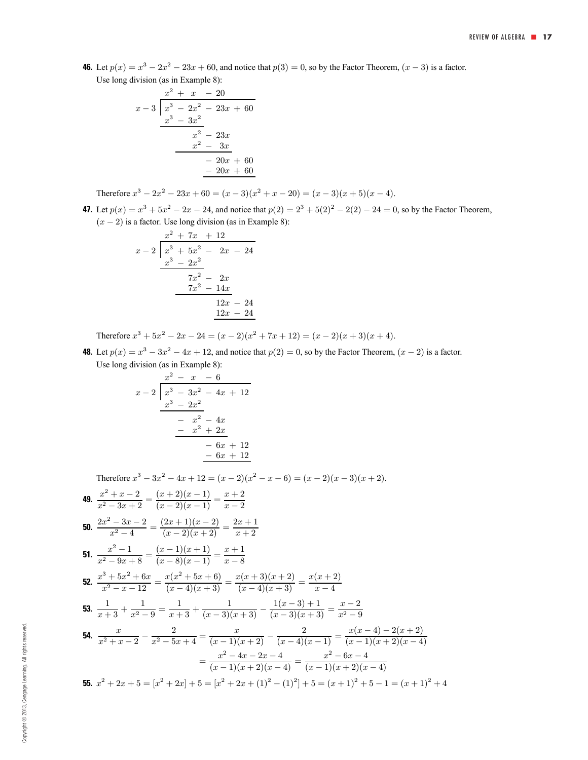**46.** Let $p(x) = x^3 - 2x^2 - 23x + 60$, and notice that $p(3) = 0$, so by the Factor Theorem, $(x - 3)$ is a factor. Use long division (as in Example 8):

$$
\begin{array}{r|l}
 & x^2 + x - 20 \\
\hline
x - 3 & x^3 - 2x^2 - 23x + 60 \\
 & \underline{x^3 - 3x^2} \\
 & \quad x^2 - 23x \\
 & \quad \underline{x^2 - 3x} \\
 & \qquad -20x + 60 \\
 & \qquad \underline{-20x + 60}
\end{array}
$$

Therefore $x^3 - 2x^2 - 23x + 60 = (x - 3)(x^2 + x - 20) = (x - 3)(x + 5)(x - 4)$.

**47.** Let $p(x) = x^3 + 5x^2 - 2x - 24$, and notice that $p(2) = 2^3 + 5(2)^2 - 2(2) - 24 = 0$, so by the Factor Theorem, $(x - 2)$ is a factor. Use long division (as in Example 8):

$$
\begin{array}{r|l}
 & x^2 + 7x + 12 \\
\hline
x - 2 & x^3 + 5x^2 - 2x - 24 \\
 & \underline{x^3 - 2x^2} \\
 & \quad 7x^2 - 2x \\
 & \quad \underline{7x^2 - 14x} \\
 & \qquad 12x - 24 \\
 & \qquad \underline{12x - 24}
\end{array}
$$

Therefore $x^3 + 5x^2 - 2x - 24 = (x - 2)(x^2 + 7x + 12) = (x - 2)(x + 3)(x + 4)$.

**48.** Let $p(x) = x^3 - 3x^2 - 4x + 12$, and notice that $p(2) = 0$, so by the Factor Theorem, $(x - 2)$ is a factor. Use long division (as in Example 8):

$$
\begin{array}{r|l}
 & x^2 - x - 6 \\
\hline
x - 2 & x^3 - 3x^2 - 4x + 12 \\
 & \underline{x^3 - 2x^2} \\
 & \quad -x^2 - 4x \\
 & \quad \underline{-x^2 + 2x} \\
 & \qquad -6x + 12 \\
 & \qquad \underline{-6x + 12}
\end{array}
$$

Therefore $x^3 - 3x^2 - 4x + 12 = (x - 2)(x^2 - x - 6) = (x - 2)(x - 3)(x + 2)$.

**49.** $\dfrac{x^2 + x - 2}{x^2 - 3x + 2} = \dfrac{(x + 2)(x - 1)}{(x - 2)(x - 1)} = \dfrac{x + 2}{x - 2}$

**50.** $\dfrac{2x^2 - 3x - 2}{x^2 - 4} = \dfrac{(2x + 1)(x - 2)}{(x - 2)(x + 2)} = \dfrac{2x + 1}{x + 2}$

**51.** $\dfrac{x^2 - 1}{x^2 - 9x + 8} = \dfrac{(x - 1)(x + 1)}{(x - 8)(x - 1)} = \dfrac{x + 1}{x - 8}$

**52.** $\dfrac{x^3 + 5x^2 + 6x}{x^2 - x - 12} = \dfrac{x(x^2 + 5x + 6)}{(x - 4)(x + 3)} = \dfrac{x(x + 3)(x + 2)}{(x - 4)(x + 3)} = \dfrac{x(x + 2)}{x - 4}$

**53.** $\dfrac{1}{x + 3} + \dfrac{1}{x^2 - 9} = \dfrac{1}{x + 3} + \dfrac{1}{(x - 3)(x + 3)} - \dfrac{1(x - 3) + 1}{(x - 3)(x + 3)} = \dfrac{x - 2}{x^2 - 9}$

**54.** $\dfrac{x}{x^2 + x - 2} - \dfrac{2}{x^2 - 5x + 4} = \dfrac{x}{(x - 1)(x + 2)} - \dfrac{2}{(x - 4)(x - 1)} = \dfrac{x(x - 4) - 2(x + 2)}{(x - 1)(x + 2)(x - 4)}$

$$= \frac{x^2 - 4x - 2x - 4}{(x - 1)(x + 2)(x - 4)} = \frac{x^2 - 6x - 4}{(x - 1)(x + 2)(x - 4)}$$

**55.** $x^2 + 2x + 5 = [x^2 + 2x] + 5 = [x^2 + 2x + (1)^2 - (1)^2] + 5 = (x + 1)^2 + 5 - 1 = (x + 1)^2 + 4$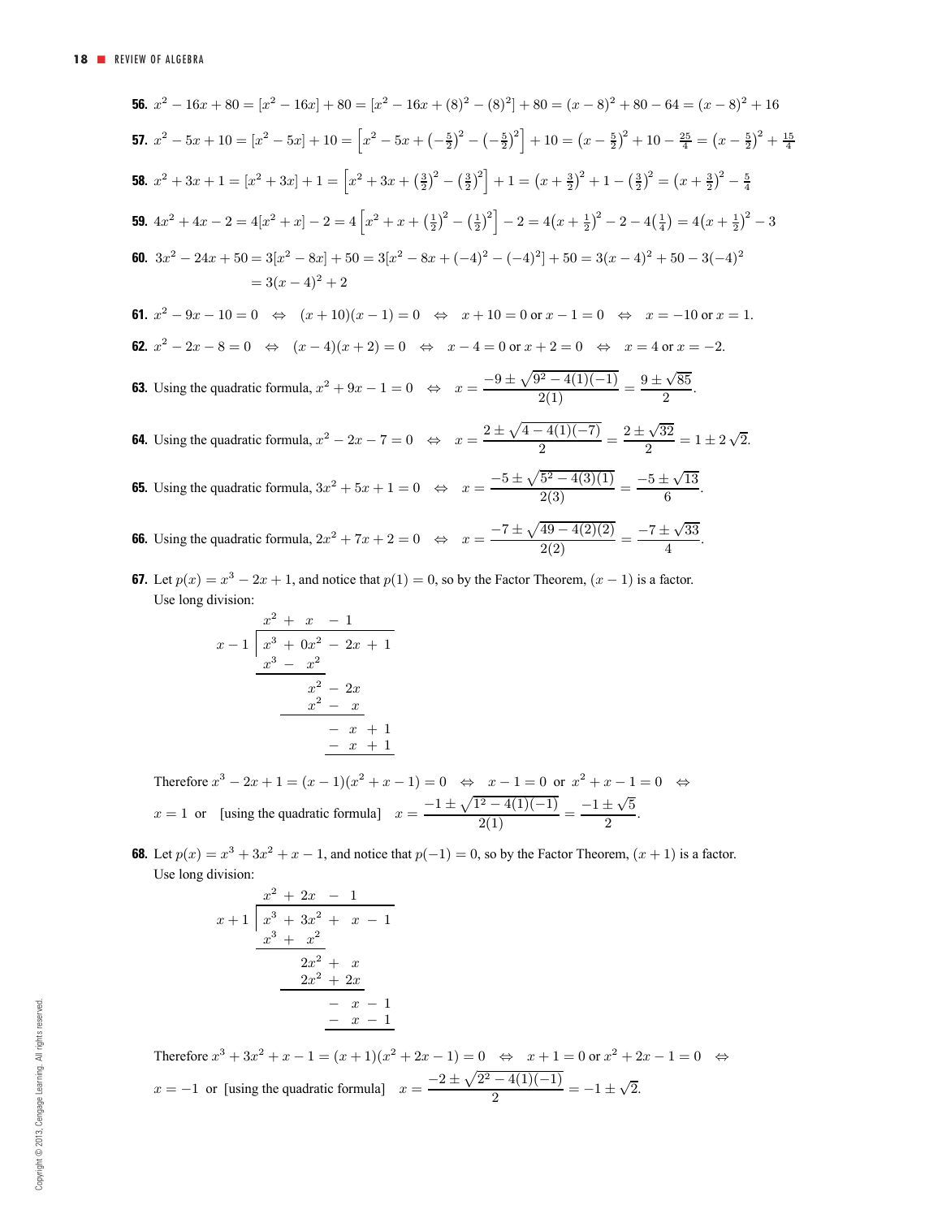**56.** $x^2 - 16x + 80 = [x^2 - 16x] + 80 = [x^2 - 16x + (8)^2 - (8)^2] + 80 = (x - 8)^2 + 80 - 64 = (x - 8)^2 + 16$

**57.** $x^2 - 5x + 10 = [x^2 - 5x] + 10 = \left[x^2 - 5x + \left(-\frac{5}{2}\right)^2 - \left(-\frac{5}{2}\right)^2\right] + 10 = \left(x - \frac{5}{2}\right)^2 + 10 - \frac{25}{4} = \left(x - \frac{5}{2}\right)^2 + \frac{15}{4}$

**58.** $x^2 + 3x + 1 = [x^2 + 3x] + 1 = \left[x^2 + 3x + \left(\frac{3}{2}\right)^2 - \left(\frac{3}{2}\right)^2\right] + 1 = \left(x + \frac{3}{2}\right)^2 + 1 - \left(\frac{3}{2}\right)^2 = \left(x + \frac{3}{2}\right)^2 - \frac{5}{4}$

**59.** $4x^2 + 4x - 2 = 4[x^2 + x] - 2 = 4\left[x^2 + x + \left(\frac{1}{2}\right)^2 - \left(\frac{1}{2}\right)^2\right] - 2 = 4\left(x + \frac{1}{2}\right)^2 - 2 - 4\left(\frac{1}{4}\right) = 4\left(x + \frac{1}{2}\right)^2 - 3$

**60.** $3x^2 - 24x + 50 = 3[x^2 - 8x] + 50 = 3[x^2 - 8x + (-4)^2 - (-4)^2] + 50 = 3(x - 4)^2 + 50 - 3(-4)^2$
$= 3(x - 4)^2 + 2$

**61.** $x^2 - 9x - 10 = 0 \quad \Leftrightarrow \quad (x + 10)(x - 1) = 0 \quad \Leftrightarrow \quad x + 10 = 0$ or $x - 1 = 0 \quad \Leftrightarrow \quad x = -10$ or $x = 1$.

**62.** $x^2 - 2x - 8 = 0 \quad \Leftrightarrow \quad (x - 4)(x + 2) = 0 \quad \Leftrightarrow \quad x - 4 = 0$ or $x + 2 = 0 \quad \Leftrightarrow \quad x = 4$ or $x = -2$.

**63.** Using the quadratic formula, $x^2 + 9x - 1 = 0 \quad \Leftrightarrow \quad x = \dfrac{-9 \pm \sqrt{9^2 - 4(1)(-1)}}{2(1)} = \dfrac{9 \pm \sqrt{85}}{2}$.

**64.** Using the quadratic formula, $x^2 - 2x - 7 = 0 \quad \Leftrightarrow \quad x = \dfrac{2 \pm \sqrt{4 - 4(1)(-7)}}{2} = \dfrac{2 \pm \sqrt{32}}{2} = 1 \pm 2\sqrt{2}$.

**65.** Using the quadratic formula, $3x^2 + 5x + 1 = 0 \quad \Leftrightarrow \quad x = \dfrac{-5 \pm \sqrt{5^2 - 4(3)(1)}}{2(3)} = \dfrac{-5 \pm \sqrt{13}}{6}$.

**66.** Using the quadratic formula, $2x^2 + 7x + 2 = 0 \quad \Leftrightarrow \quad x = \dfrac{-7 \pm \sqrt{49 - 4(2)(2)}}{2(2)} = \dfrac{-7 \pm \sqrt{33}}{4}$.

**67.** Let $p(x) = x^3 - 2x + 1$, and notice that $p(1) = 0$, so by the Factor Theorem, $(x - 1)$ is a factor.
Use long division:

$$
\begin{array}{r|l}
 & x^2 + x - 1 \\
\hline
x - 1 & x^3 + 0x^2 - 2x + 1 \\
 & \underline{x^3 - x^2} \\
 & \quad x^2 - 2x \\
 & \quad \underline{x^2 - x} \\
 & \qquad -x + 1 \\
 & \qquad \underline{-x + 1}
\end{array}
$$

Therefore $x^3 - 2x + 1 = (x - 1)(x^2 + x - 1) = 0 \quad \Leftrightarrow \quad x - 1 = 0$ or $x^2 + x - 1 = 0 \quad \Leftrightarrow$
$x = 1$ or [using the quadratic formula] $x = \dfrac{-1 \pm \sqrt{1^2 - 4(1)(-1)}}{2(1)} = \dfrac{-1 \pm \sqrt{5}}{2}$.

**68.** Let $p(x) = x^3 + 3x^2 + x - 1$, and notice that $p(-1) = 0$, so by the Factor Theorem, $(x + 1)$ is a factor.
Use long division:

$$
\begin{array}{r|l}
 & x^2 + 2x - 1 \\
\hline
x + 1 & x^3 + 3x^2 + x - 1 \\
 & \underline{x^3 + x^2} \\
 & \quad 2x^2 + x \\
 & \quad \underline{2x^2 + 2x} \\
 & \qquad -x - 1 \\
 & \qquad \underline{-x - 1}
\end{array}
$$

Therefore $x^3 + 3x^2 + x - 1 = (x + 1)(x^2 + 2x - 1) = 0 \quad \Leftrightarrow \quad x + 1 = 0$ or $x^2 + 2x - 1 = 0 \quad \Leftrightarrow$
$x = -1$ or [using the quadratic formula] $x = \dfrac{-2 \pm \sqrt{2^2 - 4(1)(-1)}}{2} = -1 \pm \sqrt{2}$.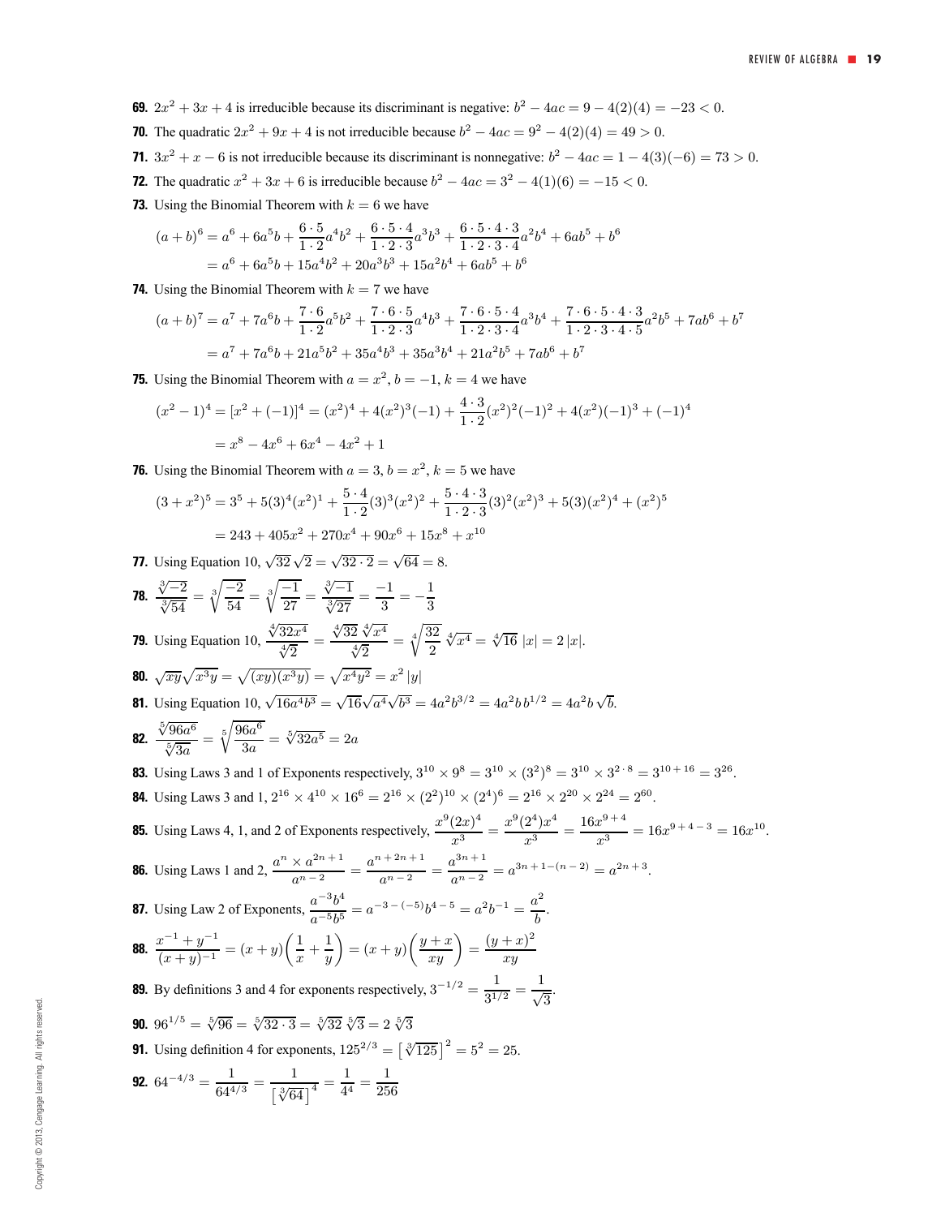**69.** $2x^2 + 3x + 4$ is irreducible because its discriminant is negative: $b^2 - 4ac = 9 - 4(2)(4) = -23 < 0$.

**70.** The quadratic $2x^2 + 9x + 4$ is not irreducible because $b^2 - 4ac = 9^2 - 4(2)(4) = 49 > 0$.

**71.** $3x^2 + x - 6$ is not irreducible because its discriminant is nonnegative: $b^2 - 4ac = 1 - 4(3)(-6) = 73 > 0$.

**72.** The quadratic $x^2 + 3x + 6$ is irreducible because $b^2 - 4ac = 3^2 - 4(1)(6) = -15 < 0$.

**73.** Using the Binomial Theorem with $k = 6$ we have

$$\begin{aligned}(a+b)^6 &= a^6 + 6a^5b + \frac{6 \cdot 5}{1 \cdot 2}a^4b^2 + \frac{6 \cdot 5 \cdot 4}{1 \cdot 2 \cdot 3}a^3b^3 + \frac{6 \cdot 5 \cdot 4 \cdot 3}{1 \cdot 2 \cdot 3 \cdot 4}a^2b^4 + 6ab^5 + b^6 \\ &= a^6 + 6a^5b + 15a^4b^2 + 20a^3b^3 + 15a^2b^4 + 6ab^5 + b^6\end{aligned}$$

**74.** Using the Binomial Theorem with $k = 7$ we have

$$\begin{aligned}(a+b)^7 &= a^7 + 7a^6b + \frac{7 \cdot 6}{1 \cdot 2}a^5b^2 + \frac{7 \cdot 6 \cdot 5}{1 \cdot 2 \cdot 3}a^4b^3 + \frac{7 \cdot 6 \cdot 5 \cdot 4}{1 \cdot 2 \cdot 3 \cdot 4}a^3b^4 + \frac{7 \cdot 6 \cdot 5 \cdot 4 \cdot 3}{1 \cdot 2 \cdot 3 \cdot 4 \cdot 5}a^2b^5 + 7ab^6 + b^7 \\ &= a^7 + 7a^6b + 21a^5b^2 + 35a^4b^3 + 35a^3b^4 + 21a^2b^5 + 7ab^6 + b^7\end{aligned}$$

**75.** Using the Binomial Theorem with $a = x^2$, $b = -1$, $k = 4$ we have

$$\begin{aligned}(x^2-1)^4 = [x^2 + (-1)]^4 &= (x^2)^4 + 4(x^2)^3(-1) + \frac{4 \cdot 3}{1 \cdot 2}(x^2)^2(-1)^2 + 4(x^2)(-1)^3 + (-1)^4 \\ &= x^8 - 4x^6 + 6x^4 - 4x^2 + 1\end{aligned}$$

**76.** Using the Binomial Theorem with $a = 3$, $b = x^2$, $k = 5$ we have

$$\begin{aligned}(3+x^2)^5 &= 3^5 + 5(3)^4(x^2)^1 + \frac{5 \cdot 4}{1 \cdot 2}(3)^3(x^2)^2 + \frac{5 \cdot 4 \cdot 3}{1 \cdot 2 \cdot 3}(3)^2(x^2)^3 + 5(3)(x^2)^4 + (x^2)^5 \\ &= 243 + 405x^2 + 270x^4 + 90x^6 + 15x^8 + x^{10}\end{aligned}$$

**77.** Using Equation 10, $\sqrt{32}\,\sqrt{2} = \sqrt{32 \cdot 2} = \sqrt{64} = 8$.

**78.** $\dfrac{\sqrt[3]{-2}}{\sqrt[3]{54}} = \sqrt[3]{\dfrac{-2}{54}} = \sqrt[3]{\dfrac{-1}{27}} = \dfrac{\sqrt[3]{-1}}{\sqrt[3]{27}} = \dfrac{-1}{3} = -\dfrac{1}{3}$

**79.** Using Equation 10, $\dfrac{\sqrt[4]{32x^4}}{\sqrt[4]{2}} = \dfrac{\sqrt[4]{32}\,\sqrt[4]{x^4}}{\sqrt[4]{2}} = \sqrt[4]{\dfrac{32}{2}}\,\sqrt[4]{x^4} = \sqrt[4]{16}\,|x| = 2\,|x|$.

**80.** $\sqrt{xy}\sqrt{x^3y} = \sqrt{(xy)(x^3y)} = \sqrt{x^4y^2} = x^2\,|y|$

**81.** Using Equation 10, $\sqrt{16a^4b^3} = \sqrt{16}\sqrt{a^4}\sqrt{b^3} = 4a^2b^{3/2} = 4a^2b\,b^{1/2} = 4a^2b\,\sqrt{b}$.

**82.** $\dfrac{\sqrt[5]{96a^6}}{\sqrt[5]{3a}} = \sqrt[5]{\dfrac{96a^6}{3a}} = \sqrt[5]{32a^5} = 2a$

**83.** Using Laws 3 and 1 of Exponents respectively, $3^{10} \times 9^8 = 3^{10} \times (3^2)^8 = 3^{10} \times 3^{2 \cdot 8} = 3^{10+16} = 3^{26}$.

**84.** Using Laws 3 and 1, $2^{16} \times 4^{10} \times 16^6 = 2^{16} \times (2^2)^{10} \times (2^4)^6 = 2^{16} \times 2^{20} \times 2^{24} = 2^{60}$.

**85.** Using Laws 4, 1, and 2 of Exponents respectively, $\dfrac{x^9(2x)^4}{x^3} = \dfrac{x^9(2^4)x^4}{x^3} = \dfrac{16x^{9+4}}{x^3} = 16x^{9+4-3} = 16x^{10}$.

**86.** Using Laws 1 and 2, $\dfrac{a^n \times a^{2n+1}}{a^{n-2}} = \dfrac{a^{n+2n+1}}{a^{n-2}} = \dfrac{a^{3n+1}}{a^{n-2}} = a^{3n+1-(n-2)} = a^{2n+3}$.

**87.** Using Law 2 of Exponents, $\dfrac{a^{-3}b^4}{a^{-5}b^5} = a^{-3-(-5)}b^{4-5} = a^2b^{-1} = \dfrac{a^2}{b}$.

**88.** $\dfrac{x^{-1} + y^{-1}}{(x+y)^{-1}} = (x+y)\left(\dfrac{1}{x} + \dfrac{1}{y}\right) = (x+y)\left(\dfrac{y+x}{xy}\right) = \dfrac{(y+x)^2}{xy}$

**89.** By definitions 3 and 4 for exponents respectively, $3^{-1/2} = \dfrac{1}{3^{1/2}} = \dfrac{1}{\sqrt{3}}$.

**90.** $96^{1/5} = \sqrt[5]{96} = \sqrt[5]{32 \cdot 3} = \sqrt[5]{32}\,\sqrt[5]{3} = 2\,\sqrt[5]{3}$

**91.** Using definition 4 for exponents, $125^{2/3} = \left[\sqrt[3]{125}\right]^2 = 5^2 = 25$.

**92.** $64^{-4/3} = \dfrac{1}{64^{4/3}} = \dfrac{1}{\left[\sqrt[3]{64}\right]^4} = \dfrac{1}{4^4} = \dfrac{1}{256}$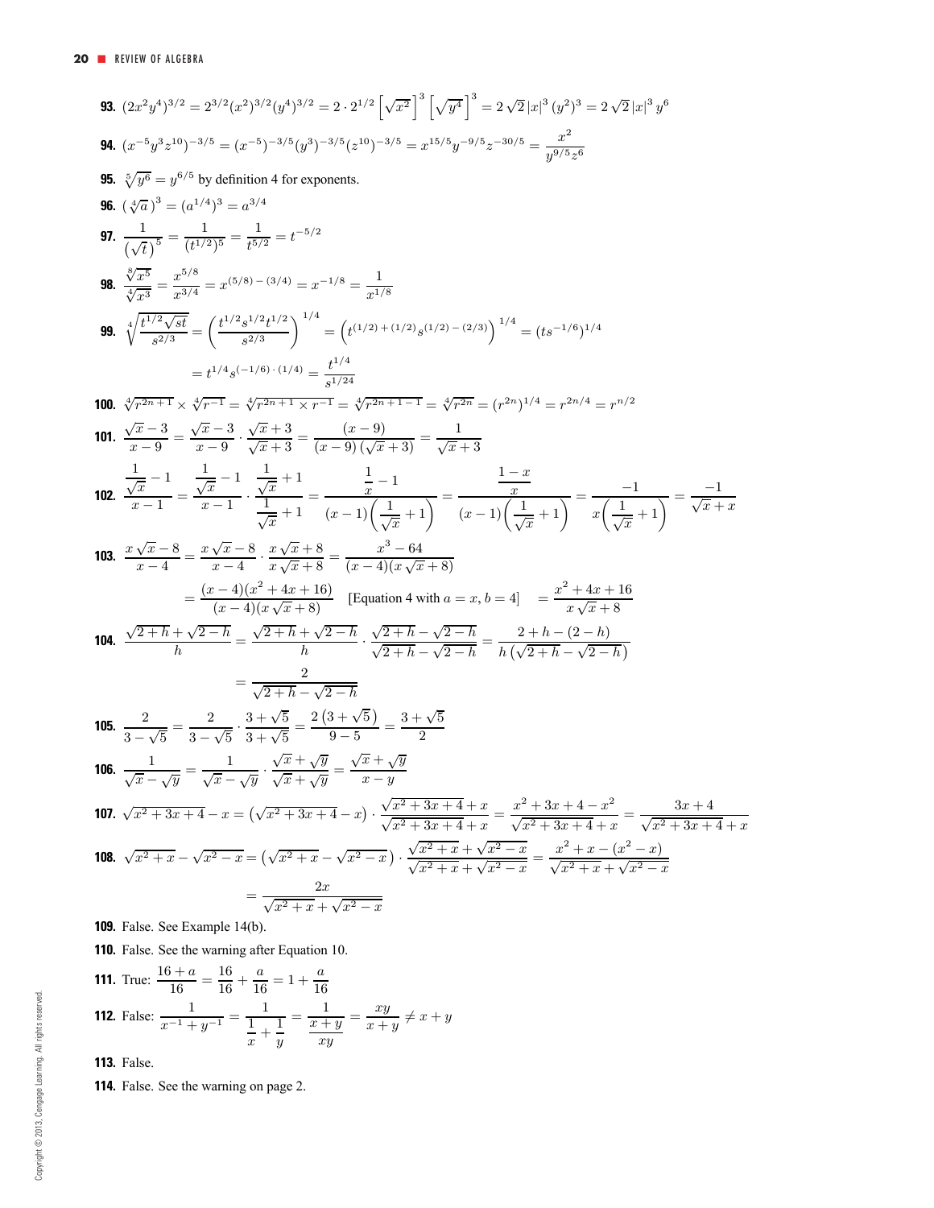**93.** $(2x^2y^4)^{3/2} = 2^{3/2}(x^2)^{3/2}(y^4)^{3/2} = 2 \cdot 2^{1/2}\left[\sqrt{x^2}\right]^3\left[\sqrt{y^4}\right]^3 = 2\sqrt{2}\,|x|^3\,(y^2)^3 = 2\sqrt{2}\,|x|^3\,y^6$

**94.** $(x^{-5}y^3z^{10})^{-3/5} = (x^{-5})^{-3/5}(y^3)^{-3/5}(z^{10})^{-3/5} = x^{15/5}y^{-9/5}z^{-30/5} = \dfrac{x^2}{y^{9/5}z^6}$

**95.** $\sqrt[5]{y^6} = y^{6/5}$ by definition 4 for exponents.

**96.** $(\sqrt[4]{a}\,)^3 = (a^{1/4})^3 = a^{3/4}$

**97.** $\dfrac{1}{\left(\sqrt{t}\right)^5} = \dfrac{1}{(t^{1/2})^5} = \dfrac{1}{t^{5/2}} = t^{-5/2}$

**98.** $\dfrac{\sqrt[8]{x^5}}{\sqrt[4]{x^3}} = \dfrac{x^{5/8}}{x^{3/4}} = x^{(5/8)-(3/4)} = x^{-1/8} = \dfrac{1}{x^{1/8}}$

**99.** $\sqrt[4]{\dfrac{t^{1/2}\sqrt{st}}{s^{2/3}}} = \left(\dfrac{t^{1/2}s^{1/2}t^{1/2}}{s^{2/3}}\right)^{1/4} = \left(t^{(1/2)+(1/2)}s^{(1/2)-(2/3)}\right)^{1/4} = (ts^{-1/6})^{1/4}$

$$= t^{1/4}s^{(-1/6)\cdot(1/4)} = \frac{t^{1/4}}{s^{1/24}}$$

**100.** $\sqrt[4]{r^{2n+1}} \times \sqrt[4]{r^{-1}} = \sqrt[4]{r^{2n+1} \times r^{-1}} = \sqrt[4]{r^{2n+1-1}} = \sqrt[4]{r^{2n}} = (r^{2n})^{1/4} = r^{2n/4} = r^{n/2}$

**101.** $\dfrac{\sqrt{x}-3}{x-9} = \dfrac{\sqrt{x}-3}{x-9} \cdot \dfrac{\sqrt{x}+3}{\sqrt{x}+3} = \dfrac{(x-9)}{(x-9)\left(\sqrt{x}+3\right)} = \dfrac{1}{\sqrt{x}+3}$

**102.** $\dfrac{\dfrac{1}{\sqrt{x}}-1}{x-1} = \dfrac{\dfrac{1}{\sqrt{x}}-1}{x-1} \cdot \dfrac{\dfrac{1}{\sqrt{x}}+1}{\dfrac{1}{\sqrt{x}}+1} = \dfrac{\dfrac{1}{x}-1}{(x-1)\left(\dfrac{1}{\sqrt{x}}+1\right)} = \dfrac{\dfrac{1-x}{x}}{(x-1)\left(\dfrac{1}{\sqrt{x}}+1\right)} = \dfrac{-1}{x\left(\dfrac{1}{\sqrt{x}}+1\right)} = \dfrac{-1}{\sqrt{x}+x}$

**103.** $\dfrac{x\sqrt{x}-8}{x-4} = \dfrac{x\sqrt{x}-8}{x-4} \cdot \dfrac{x\sqrt{x}+8}{x\sqrt{x}+8} = \dfrac{x^3-64}{(x-4)(x\sqrt{x}+8)}$

$$= \frac{(x-4)(x^2+4x+16)}{(x-4)(x\sqrt{x}+8)} \quad \text{[Equation 4 with } a = x, b = 4\text{]} \quad = \frac{x^2+4x+16}{x\sqrt{x}+8}$$

**104.** $\dfrac{\sqrt{2+h}+\sqrt{2-h}}{h} = \dfrac{\sqrt{2+h}+\sqrt{2-h}}{h} \cdot \dfrac{\sqrt{2+h}-\sqrt{2-h}}{\sqrt{2+h}-\sqrt{2-h}} = \dfrac{2+h-(2-h)}{h\left(\sqrt{2+h}-\sqrt{2-h}\right)}$

$$= \frac{2}{\sqrt{2+h}-\sqrt{2-h}}$$

**105.** $\dfrac{2}{3-\sqrt{5}} = \dfrac{2}{3-\sqrt{5}} \cdot \dfrac{3+\sqrt{5}}{3+\sqrt{5}} = \dfrac{2\left(3+\sqrt{5}\right)}{9-5} = \dfrac{3+\sqrt{5}}{2}$

**106.** $\dfrac{1}{\sqrt{x}-\sqrt{y}} = \dfrac{1}{\sqrt{x}-\sqrt{y}} \cdot \dfrac{\sqrt{x}+\sqrt{y}}{\sqrt{x}+\sqrt{y}} = \dfrac{\sqrt{x}+\sqrt{y}}{x-y}$

**107.** $\sqrt{x^2+3x+4}-x = \left(\sqrt{x^2+3x+4}-x\right) \cdot \dfrac{\sqrt{x^2+3x+4}+x}{\sqrt{x^2+3x+4}+x} = \dfrac{x^2+3x+4-x^2}{\sqrt{x^2+3x+4}+x} = \dfrac{3x+4}{\sqrt{x^2+3x+4}+x}$

**108.** $\sqrt{x^2+x}-\sqrt{x^2-x} = \left(\sqrt{x^2+x}-\sqrt{x^2-x}\right) \cdot \dfrac{\sqrt{x^2+x}+\sqrt{x^2-x}}{\sqrt{x^2+x}+\sqrt{x^2-x}} = \dfrac{x^2+x-(x^2-x)}{\sqrt{x^2+x}+\sqrt{x^2-x}}$

$$= \frac{2x}{\sqrt{x^2+x}+\sqrt{x^2-x}}$$

**109.** False. See Example 14(b).

**110.** False. See the warning after Equation 10.

**111.** True: $\dfrac{16+a}{16} = \dfrac{16}{16} + \dfrac{a}{16} = 1 + \dfrac{a}{16}$

**112.** False: $\dfrac{1}{x^{-1}+y^{-1}} = \dfrac{1}{\dfrac{1}{x}+\dfrac{1}{y}} = \dfrac{1}{\dfrac{x+y}{xy}} = \dfrac{xy}{x+y} \neq x+y$

**113.** False.

**114.** False. See the warning on page 2.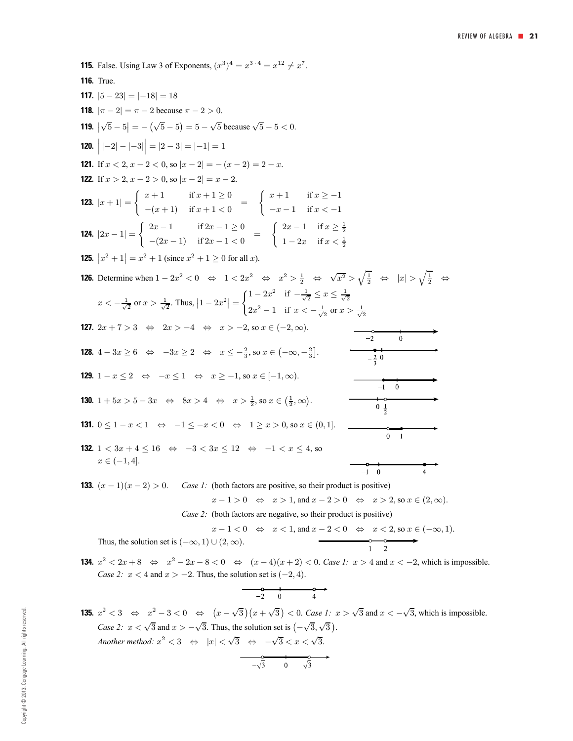**115.** False. Using Law 3 of Exponents, $(x^3)^4 = x^{3 \cdot 4} = x^{12} \neq x^7$.

**116.** True.

**117.** $|5 - 23| = |-18| = 18$

**118.** $|\pi - 2| = \pi - 2$ because $\pi - 2 > 0$.

**119.** $|\sqrt{5} - 5| = -(\sqrt{5} - 5) = 5 - \sqrt{5}$ because $\sqrt{5} - 5 < 0$.

**120.** $\big||-2| - |-3|\big| = |2 - 3| = |-1| = 1$

**121.** If $x < 2$, $x - 2 < 0$, so $|x - 2| = -(x - 2) = 2 - x$.

**122.** If $x > 2$, $x - 2 > 0$, so $|x - 2| = x - 2$.

**123.** $|x + 1| = \begin{cases} x + 1 & \text{if } x + 1 \geq 0 \\ -(x + 1) & \text{if } x + 1 < 0 \end{cases} = \begin{cases} x + 1 & \text{if } x \geq -1 \\ -x - 1 & \text{if } x < -1 \end{cases}$

**124.** $|2x - 1| = \begin{cases} 2x - 1 & \text{if } 2x - 1 \geq 0 \\ -(2x - 1) & \text{if } 2x - 1 < 0 \end{cases} = \begin{cases} 2x - 1 & \text{if } x \geq \frac{1}{2} \\ 1 - 2x & \text{if } x < \frac{1}{2} \end{cases}$

**125.** $|x^2 + 1| = x^2 + 1$ (since $x^2 + 1 \geq 0$ for all $x$).

**126.** Determine when $1 - 2x^2 < 0 \iff 1 < 2x^2 \iff x^2 > \frac{1}{2} \iff \sqrt{x^2} > \sqrt{\frac{1}{2}} \iff |x| > \sqrt{\frac{1}{2}} \iff$ $x < -\frac{1}{\sqrt{2}}$ or $x > \frac{1}{\sqrt{2}}$. Thus, $|1 - 2x^2| = \begin{cases} 1 - 2x^2 & \text{if } -\frac{1}{\sqrt{2}} \leq x \leq \frac{1}{\sqrt{2}} \\ 2x^2 - 1 & \text{if } x < -\frac{1}{\sqrt{2}} \text{ or } x > \frac{1}{\sqrt{2}} \end{cases}$

**127.** $2x + 7 > 3 \iff 2x > -4 \iff x > -2$, so $x \in (-2, \infty)$.

**128.** $4 - 3x \geq 6 \iff -3x \geq 2 \iff x \leq -\frac{2}{3}$, so $x \in \left(-\infty, -\frac{2}{3}\right]$.

**129.** $1 - x \leq 2 \iff -x \leq 1 \iff x \geq -1$, so $x \in [-1, \infty)$.

**130.** $1 + 5x > 5 - 3x \iff 8x > 4 \iff x > \frac{1}{2}$, so $x \in \left(\frac{1}{2}, \infty\right)$.

**131.** $0 \leq 1 - x < 1 \iff -1 \leq -x < 0 \iff 1 \geq x > 0$, so $x \in (0, 1]$.

**132.** $1 < 3x + 4 \leq 16 \iff -3 < 3x \leq 12 \iff -1 < x \leq 4$, so $x \in (-1, 4]$.

**133.** $(x - 1)(x - 2) > 0$. *Case 1:* (both factors are positive, so their product is positive)

$x - 1 > 0 \iff x > 1$, and $x - 2 > 0 \iff x > 2$, so $x \in (2, \infty)$.

*Case 2:* (both factors are negative, so their product is positive)

$x - 1 < 0 \iff x < 1$, and $x - 2 < 0 \iff x < 2$, so $x \in (-\infty, 1)$.

Thus, the solution set is $(-\infty, 1) \cup (2, \infty)$.

**134.** $x^2 < 2x + 8 \iff x^2 - 2x - 8 < 0 \iff (x - 4)(x + 2) < 0$. *Case 1:* $x > 4$ and $x < -2$, which is impossible. *Case 2:* $x < 4$ and $x > -2$. Thus, the solution set is $(-2, 4)$.

**135.** $x^2 < 3 \iff x^2 - 3 < 0 \iff (x - \sqrt{3})(x + \sqrt{3}) < 0$. *Case 1:* $x > \sqrt{3}$ and $x < -\sqrt{3}$, which is impossible. *Case 2:* $x < \sqrt{3}$ and $x > -\sqrt{3}$. Thus, the solution set is $(-\sqrt{3}, \sqrt{3})$.
*Another method:* $x^2 < 3 \iff |x| < \sqrt{3} \iff -\sqrt{3} < x < \sqrt{3}$.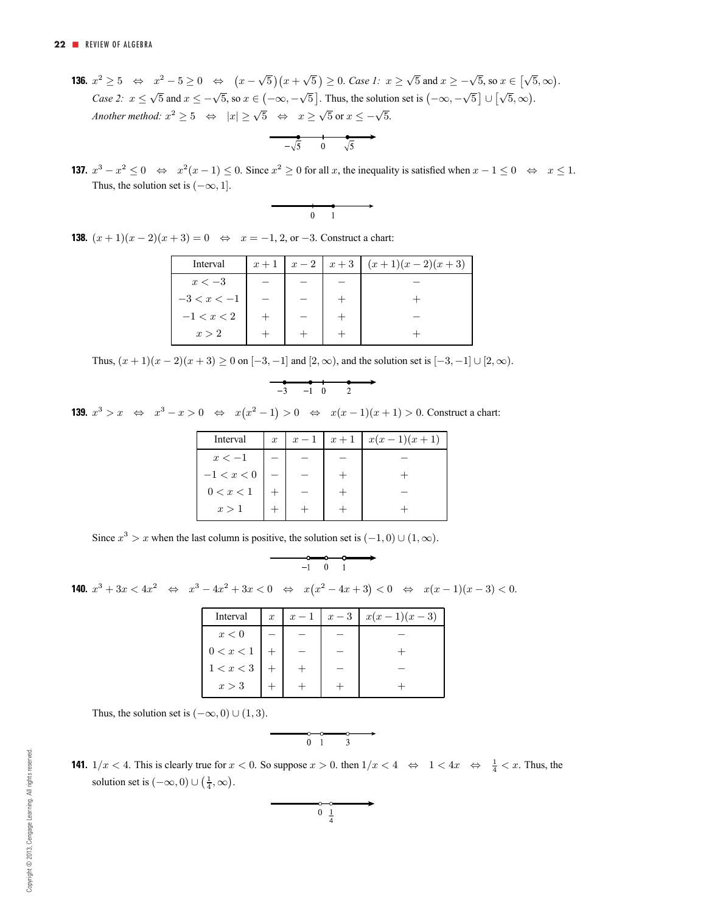**136.** $x^2 \geq 5 \quad \Leftrightarrow \quad x^2 - 5 \geq 0 \quad \Leftrightarrow \quad \left(x - \sqrt{5}\right)\left(x + \sqrt{5}\right) \geq 0$. *Case 1:* $x \geq \sqrt{5}$ and $x \geq -\sqrt{5}$, so $x \in \left[\sqrt{5}, \infty\right)$. *Case 2:* $x \leq \sqrt{5}$ and $x \leq -\sqrt{5}$, so $x \in \left(-\infty, -\sqrt{5}\right]$. Thus, the solution set is $\left(-\infty, -\sqrt{5}\right] \cup \left[\sqrt{5}, \infty\right)$.
*Another method:* $x^2 \geq 5 \quad \Leftrightarrow \quad |x| \geq \sqrt{5} \quad \Leftrightarrow \quad x \geq \sqrt{5}$ or $x \leq -\sqrt{5}$.

**137.** $x^3 - x^2 \leq 0 \quad \Leftrightarrow \quad x^2(x-1) \leq 0$. Since $x^2 \geq 0$ for all $x$, the inequality is satisfied when $x - 1 \leq 0 \quad \Leftrightarrow \quad x \leq 1$. Thus, the solution set is $(-\infty, 1]$.

**138.** $(x+1)(x-2)(x+3) = 0 \quad \Leftrightarrow \quad x = -1, 2,$ or $-3$. Construct a chart:

| Interval | $x+1$ | $x-2$ | $x+3$ | $(x+1)(x-2)(x+3)$ |
|---|---|---|---|---|
| $x < -3$ | $-$ | $-$ | $-$ | $-$ |
| $-3 < x < -1$ | $-$ | $-$ | $+$ | $+$ |
| $-1 < x < 2$ | $+$ | $-$ | $+$ | $-$ |
| $x > 2$ | $+$ | $+$ | $+$ | $+$ |

Thus, $(x+1)(x-2)(x+3) \geq 0$ on $[-3, -1]$ and $[2, \infty)$, and the solution set is $[-3, -1] \cup [2, \infty)$.

**139.** $x^3 > x \quad \Leftrightarrow \quad x^3 - x > 0 \quad \Leftrightarrow \quad x\left(x^2 - 1\right) > 0 \quad \Leftrightarrow \quad x(x-1)(x+1) > 0$. Construct a chart:

| Interval | $x$ | $x-1$ | $x+1$ | $x(x-1)(x+1)$ |
|---|---|---|---|---|
| $x < -1$ | $-$ | $-$ | $-$ | $-$ |
| $-1 < x < 0$ | $-$ | $-$ | $+$ | $+$ |
| $0 < x < 1$ | $+$ | $-$ | $+$ | $-$ |
| $x > 1$ | $+$ | $+$ | $+$ | $+$ |

Since $x^3 > x$ when the last column is positive, the solution set is $(-1, 0) \cup (1, \infty)$.

**140.** $x^3 + 3x < 4x^2 \quad \Leftrightarrow \quad x^3 - 4x^2 + 3x < 0 \quad \Leftrightarrow \quad x\left(x^2 - 4x + 3\right) < 0 \quad \Leftrightarrow \quad x(x-1)(x-3) < 0$.

| Interval | $x$ | $x-1$ | $x-3$ | $x(x-1)(x-3)$ |
|---|---|---|---|---|
| $x < 0$ | $-$ | $-$ | $-$ | $-$ |
| $0 < x < 1$ | $+$ | $-$ | $-$ | $+$ |
| $1 < x < 3$ | $+$ | $+$ | $-$ | $-$ |
| $x > 3$ | $+$ | $+$ | $+$ | $+$ |

Thus, the solution set is $(-\infty, 0) \cup (1, 3)$.

**141.** $1/x < 4$. This is clearly true for $x < 0$. So suppose $x > 0$. then $1/x < 4 \quad \Leftrightarrow \quad 1 < 4x \quad \Leftrightarrow \quad \frac{1}{4} < x$. Thus, the solution set is $(-\infty, 0) \cup \left(\frac{1}{4}, \infty\right)$.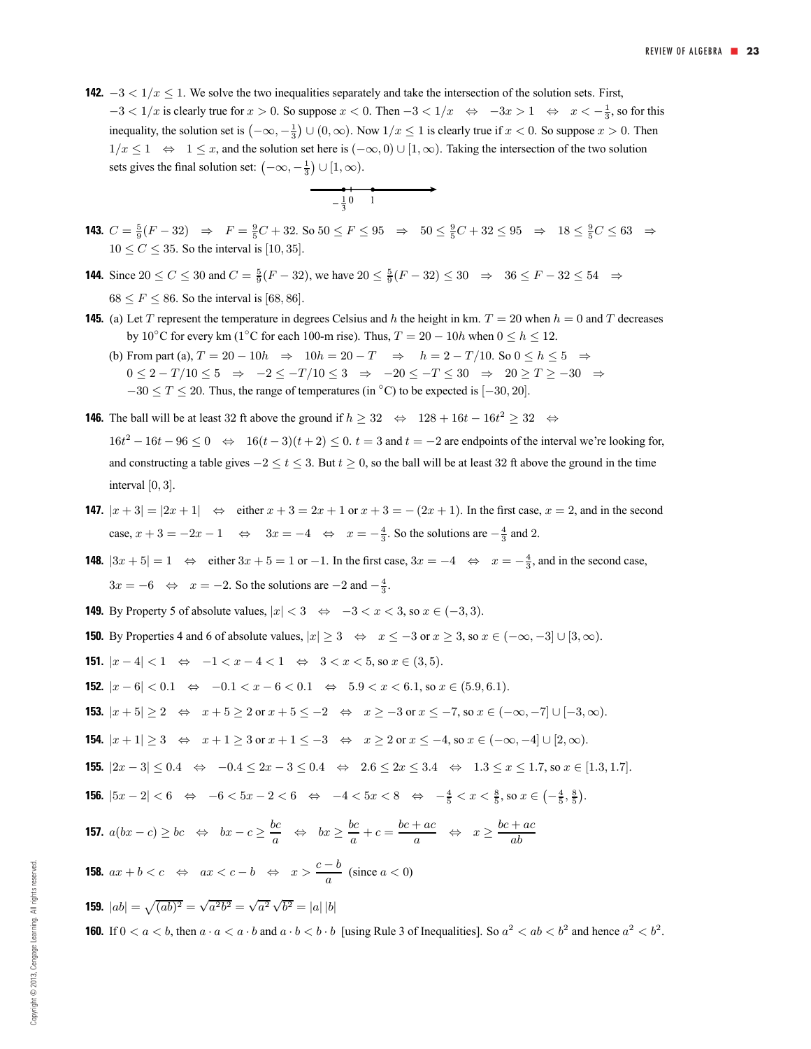**142.** $-3 < 1/x \le 1$. We solve the two inequalities separately and take the intersection of the solution sets. First, $-3 < 1/x$ is clearly true for $x > 0$. So suppose $x < 0$. Then $-3 < 1/x \Leftrightarrow -3x > 1 \Leftrightarrow x < -\frac{1}{3}$, so for this inequality, the solution set is $\left(-\infty, -\frac{1}{3}\right) \cup (0, \infty)$. Now $1/x \le 1$ is clearly true if $x < 0$. So suppose $x > 0$. Then $1/x \le 1 \Leftrightarrow 1 \le x$, and the solution set here is $(-\infty, 0) \cup [1, \infty)$. Taking the intersection of the two solution sets gives the final solution set: $\left(-\infty, -\frac{1}{3}\right) \cup [1, \infty)$.

$-\frac{1}{3}$ 0 1

**143.** $C = \frac{5}{9}(F - 32) \Rightarrow F = \frac{9}{5}C + 32$. So $50 \le F \le 95 \Rightarrow 50 \le \frac{9}{5}C + 32 \le 95 \Rightarrow 18 \le \frac{9}{5}C \le 63 \Rightarrow 10 \le C \le 35$. So the interval is $[10, 35]$.

**144.** Since $20 \le C \le 30$ and $C = \frac{5}{9}(F - 32)$, we have $20 \le \frac{5}{9}(F - 32) \le 30 \Rightarrow 36 \le F - 32 \le 54 \Rightarrow 68 \le F \le 86$. So the interval is $[68, 86]$.

**145.** (a) Let $T$ represent the temperature in degrees Celsius and $h$ the height in km. $T = 20$ when $h = 0$ and $T$ decreases by $10^\circ$C for every km ($1^\circ$C for each 100-m rise). Thus, $T = 20 - 10h$ when $0 \le h \le 12$.

(b) From part (a), $T = 20 - 10h \Rightarrow 10h = 20 - T \Rightarrow h = 2 - T/10$. So $0 \le h \le 5 \Rightarrow 0 \le 2 - T/10 \le 5 \Rightarrow -2 \le -T/10 \le 3 \Rightarrow -20 \le -T \le 30 \Rightarrow 20 \ge T \ge -30 \Rightarrow -30 \le T \le 20$. Thus, the range of temperatures (in $^\circ$C) to be expected is $[-30, 20]$.

**146.** The ball will be at least 32 ft above the ground if $h \ge 32 \Leftrightarrow 128 + 16t - 16t^2 \ge 32 \Leftrightarrow 16t^2 - 16t - 96 \le 0 \Leftrightarrow 16(t - 3)(t + 2) \le 0$. $t = 3$ and $t = -2$ are endpoints of the interval we're looking for, and constructing a table gives $-2 \le t \le 3$. But $t \ge 0$, so the ball will be at least 32 ft above the ground in the time interval $[0, 3]$.

**147.** $|x + 3| = |2x + 1| \Leftrightarrow$ either $x + 3 = 2x + 1$ or $x + 3 = -(2x + 1)$. In the first case, $x = 2$, and in the second case, $x + 3 = -2x - 1 \Leftrightarrow 3x = -4 \Leftrightarrow x = -\frac{4}{3}$. So the solutions are $-\frac{4}{3}$ and 2.

**148.** $|3x + 5| = 1 \Leftrightarrow$ either $3x + 5 = 1$ or $-1$. In the first case, $3x = -4 \Leftrightarrow x = -\frac{4}{3}$, and in the second case, $3x = -6 \Leftrightarrow x = -2$. So the solutions are $-2$ and $-\frac{4}{3}$.

**149.** By Property 5 of absolute values, $|x| < 3 \Leftrightarrow -3 < x < 3$, so $x \in (-3, 3)$.

**150.** By Properties 4 and 6 of absolute values, $|x| \ge 3 \Leftrightarrow x \le -3$ or $x \ge 3$, so $x \in (-\infty, -3] \cup [3, \infty)$.

**151.** $|x - 4| < 1 \Leftrightarrow -1 < x - 4 < 1 \Leftrightarrow 3 < x < 5$, so $x \in (3, 5)$.

**152.** $|x - 6| < 0.1 \Leftrightarrow -0.1 < x - 6 < 0.1 \Leftrightarrow 5.9 < x < 6.1$, so $x \in (5.9, 6.1)$.

**153.** $|x + 5| \ge 2 \Leftrightarrow x + 5 \ge 2$ or $x + 5 \le -2 \Leftrightarrow x \ge -3$ or $x \le -7$, so $x \in (-\infty, -7] \cup [-3, \infty)$.

**154.** $|x + 1| \ge 3 \Leftrightarrow x + 1 \ge 3$ or $x + 1 \le -3 \Leftrightarrow x \ge 2$ or $x \le -4$, so $x \in (-\infty, -4] \cup [2, \infty)$.

**155.** $|2x - 3| \le 0.4 \Leftrightarrow -0.4 \le 2x - 3 \le 0.4 \Leftrightarrow 2.6 \le 2x \le 3.4 \Leftrightarrow 1.3 \le x \le 1.7$, so $x \in [1.3, 1.7]$.

**156.** $|5x - 2| < 6 \Leftrightarrow -6 < 5x - 2 < 6 \Leftrightarrow -4 < 5x < 8 \Leftrightarrow -\frac{4}{5} < x < \frac{8}{5}$, so $x \in \left(-\frac{4}{5}, \frac{8}{5}\right)$.

**157.** $a(bx - c) \ge bc \Leftrightarrow bx - c \ge \dfrac{bc}{a} \Leftrightarrow bx \ge \dfrac{bc}{a} + c = \dfrac{bc + ac}{a} \Leftrightarrow x \ge \dfrac{bc + ac}{ab}$

**158.** $ax + b < c \Leftrightarrow ax < c - b \Leftrightarrow x > \dfrac{c - b}{a}$ (since $a < 0$)

**159.** $|ab| = \sqrt{(ab)^2} = \sqrt{a^2 b^2} = \sqrt{a^2}\,\sqrt{b^2} = |a|\,|b|$

**160.** If $0 < a < b$, then $a \cdot a < a \cdot b$ and $a \cdot b < b \cdot b$ [using Rule 3 of Inequalities]. So $a^2 < ab < b^2$ and hence $a^2 < b^2$.